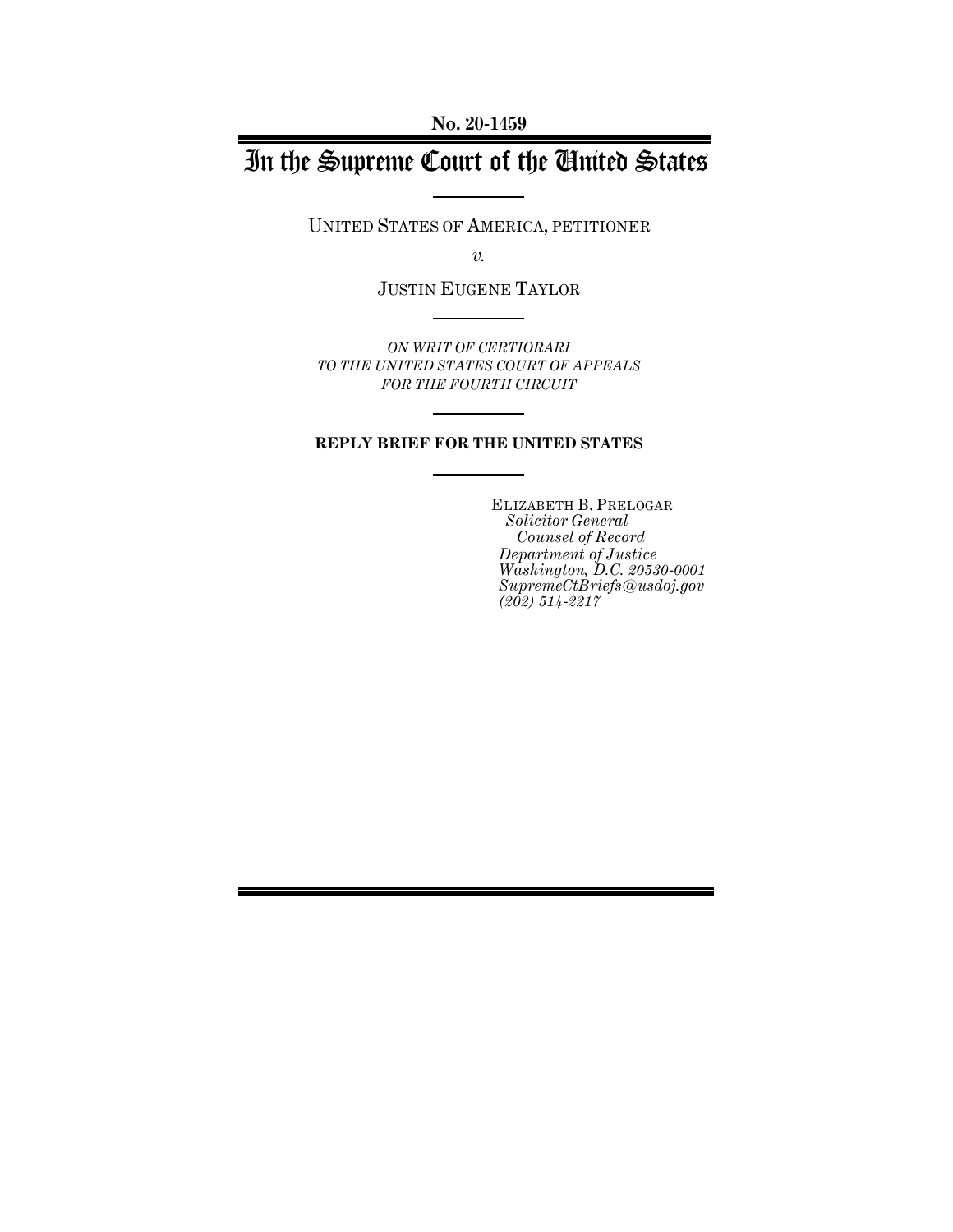**No. 20-1459**

# In the Supreme Court of the United States

UNITED STATES OF AMERICA, PETITIONER

*v.*

JUSTIN EUGENE TAYLOR

*ON WRIT OF CERTIORARI TO THE UNITED STATES COURT OF APPEALS FOR THE FOURTH CIRCUIT*

**REPLY BRIEF FOR THE UNITED STATES**

ELIZABETH B. PRELOGAR
*Solicitor General*
*Counsel of Record*
*Department of Justice*
*Washington, D.C. 20530-0001*
*SupremeCtBriefs@usdoj.gov*
*(202) 514-2217*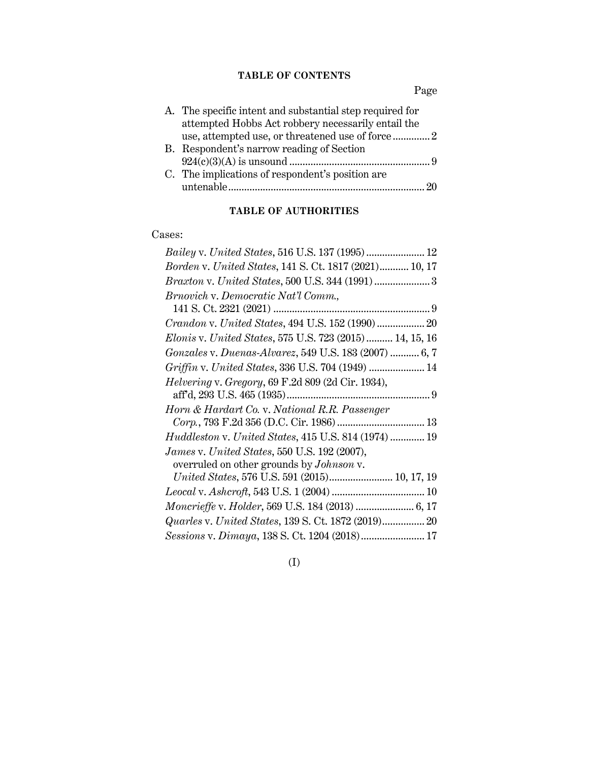## TABLE OF CONTENTS

Page

A. The specific intent and substantial step required for attempted Hobbs Act robbery necessarily entail the use, attempted use, or threatened use of force ............. 2

B. Respondent's narrow reading of Section 924(c)(3)(A) is unsound ..................................................... 9

C. The implications of respondent's position are untenable .......................................................................... 20

## TABLE OF AUTHORITIES

Cases:

*Bailey* v. *United States*, 516 U.S. 137 (1995) ...................... 12

*Borden* v. *United States*, 141 S. Ct. 1817 (2021)........... 10, 17

*Braxton* v. *United States*, 500 U.S. 344 (1991) ..................... 3

*Brnovich* v. *Democratic Nat'l Comm.*, 141 S. Ct. 2321 (2021) ........................................................... 9

*Crandon* v. *United States*, 494 U.S. 152 (1990) .................. 20

*Elonis* v. *United States*, 575 U.S. 723 (2015) .......... 14, 15, 16

*Gonzales* v. *Duenas-Alvarez*, 549 U.S. 183 (2007) ........... 6, 7

*Griffin* v. *United States*, 336 U.S. 704 (1949) ..................... 14

*Helvering* v. *Gregory*, 69 F.2d 809 (2d Cir. 1934), aff'd, 293 U.S. 465 (1935)...................................................... 9

*Horn & Hardart Co.* v. *National R.R. Passenger Corp.*, 793 F.2d 356 (D.C. Cir. 1986) ................................. 13

*Huddleston* v. *United States*, 415 U.S. 814 (1974) ............. 19

*James* v. *United States*, 550 U.S. 192 (2007), overruled on other grounds by *Johnson* v. *United States*, 576 U.S. 591 (2015)........................ 10, 17, 19

*Leocal* v. *Ashcroft*, 543 U.S. 1 (2004) ................................... 10

*Moncrieffe* v. *Holder*, 569 U.S. 184 (2013) ...................... 6, 17

*Quarles* v. *United States*, 139 S. Ct. 1872 (2019)................ 20

*Sessions* v. *Dimaya*, 138 S. Ct. 1204 (2018)........................ 17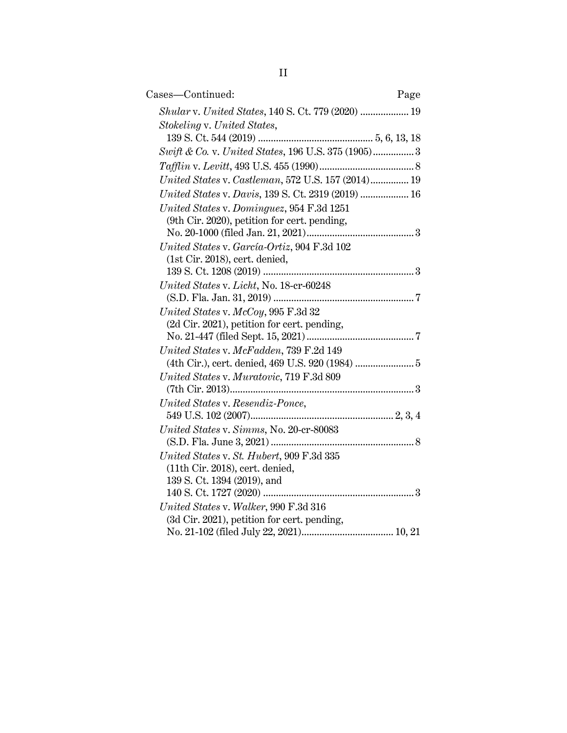Cases—Continued: Page

*Shular* v. *United States*, 140 S. Ct. 779 (2020) .................. 19

*Stokeling* v. *United States*, 139 S. Ct. 544 (2019) ............................................ 5, 6, 13, 18

*Swift & Co.* v. *United States*, 196 U.S. 375 (1905)................ 3

*Tafflin* v. *Levitt*, 493 U.S. 455 (1990).................................... 8

*United States* v. *Castleman*, 572 U.S. 157 (2014)............... 19

*United States* v. *Davis*, 139 S. Ct. 2319 (2019) .................. 16

*United States* v. *Dominguez*, 954 F.3d 1251 (9th Cir. 2020), petition for cert. pending, No. 20-1000 (filed Jan. 21, 2021).......................................... 3

*United States* v. *García-Ortiz*, 904 F.3d 102 (1st Cir. 2018), cert. denied, 139 S. Ct. 1208 (2019) ........................................................... 3

*United States* v. *Licht*, No. 18-cr-60248 (S.D. Fla. Jan. 31, 2019) ....................................................... 7

*United States* v. *McCoy*, 995 F.3d 32 (2d Cir. 2021), petition for cert. pending, No. 21-447 (filed Sept. 15, 2021) .......................................... 7

*United States* v. *McFadden*, 739 F.2d 149 (4th Cir.), cert. denied, 469 U.S. 920 (1984) ....................... 5

*United States* v. *Muratovic*, 719 F.3d 809 (7th Cir. 2013)........................................................................ 3

*United States* v. *Resendiz-Ponce*, 549 U.S. 102 (2007)........................................................ 2, 3, 4

*United States* v. *Simms*, No. 20-cr-80083 (S.D. Fla. June 3, 2021) ........................................................ 8

*United States* v. *St. Hubert*, 909 F.3d 335 (11th Cir. 2018), cert. denied, 139 S. Ct. 1394 (2019), and 140 S. Ct. 1727 (2020) ........................................................... 3

*United States* v. *Walker*, 990 F.3d 316 (3d Cir. 2021), petition for cert. pending, No. 21-102 (filed July 22, 2021).................................... 10, 21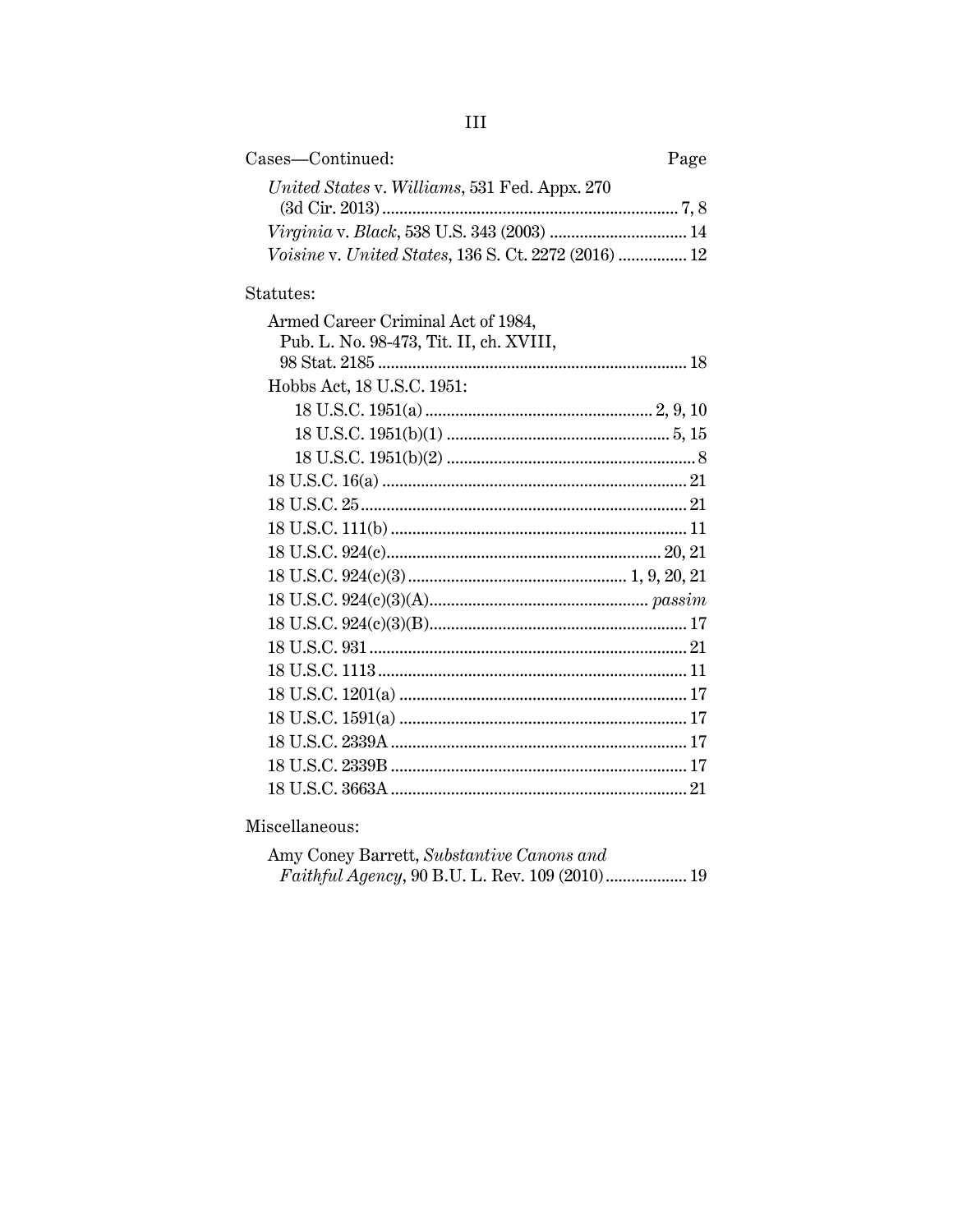| Cases—Continued: | Page |
|---|---|
| *United States* v. *Williams*, 531 Fed. Appx. 270 (3d Cir. 2013) | 7, 8 |
| *Virginia* v. *Black*, 538 U.S. 343 (2003) | 14 |
| *Voisine* v. *United States*, 136 S. Ct. 2272 (2016) | 12 |

Statutes:

| | |
|---|---|
| Armed Career Criminal Act of 1984, Pub. L. No. 98-473, Tit. II, ch. XVIII, 98 Stat. 2185 | 18 |
| Hobbs Act, 18 U.S.C. 1951: | |
| 18 U.S.C. 1951(a) | 2, 9, 10 |
| 18 U.S.C. 1951(b)(1) | 5, 15 |
| 18 U.S.C. 1951(b)(2) | 8 |
| 18 U.S.C. 16(a) | 21 |
| 18 U.S.C. 25 | 21 |
| 18 U.S.C. 111(b) | 11 |
| 18 U.S.C. 924(c) | 20, 21 |
| 18 U.S.C. 924(c)(3) | 1, 9, 20, 21 |
| 18 U.S.C. 924(c)(3)(A) | *passim* |
| 18 U.S.C. 924(c)(3)(B) | 17 |
| 18 U.S.C. 931 | 21 |
| 18 U.S.C. 1113 | 11 |
| 18 U.S.C. 1201(a) | 17 |
| 18 U.S.C. 1591(a) | 17 |
| 18 U.S.C. 2339A | 17 |
| 18 U.S.C. 2339B | 17 |
| 18 U.S.C. 3663A | 21 |

Miscellaneous:

| | |
|---|---|
| Amy Coney Barrett, *Substantive Canons and Faithful Agency*, 90 B.U. L. Rev. 109 (2010) | 19 |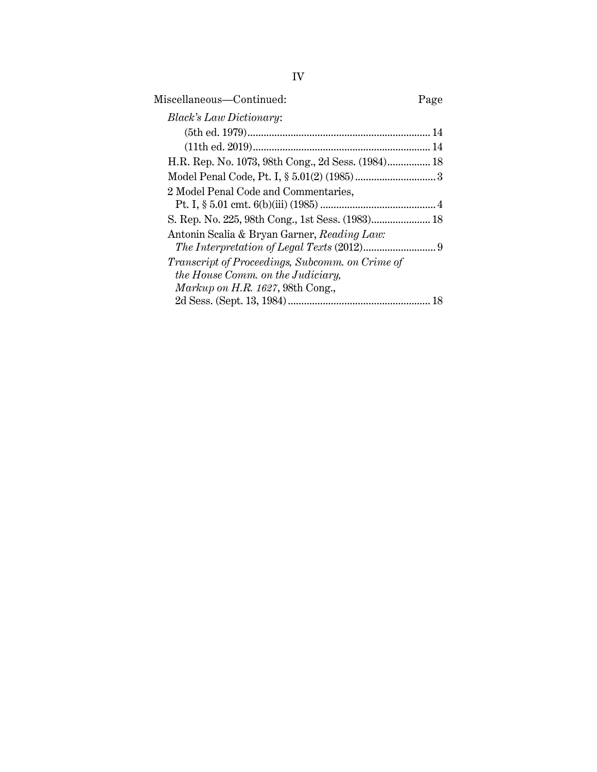Miscellaneous—Continued: Page

*Black's Law Dictionary*:

- (5th ed. 1979) .................................................................... 14
- (11th ed. 2019) .................................................................. 14

H.R. Rep. No. 1073, 98th Cong., 2d Sess. (1984) ................ 18

Model Penal Code, Pt. I, § 5.01(2) (1985) .............................. 3

2 Model Penal Code and Commentaries, Pt. I, § 5.01 cmt. 6(b)(iii) (1985) ........................................... 4

S. Rep. No. 225, 98th Cong., 1st Sess. (1983) ...................... 18

Antonin Scalia & Bryan Garner, *Reading Law: The Interpretation of Legal Texts* (2012) ........................... 9

*Transcript of Proceedings, Subcomm. on Crime of the House Comm. on the Judiciary, Markup on H.R. 1627*, 98th Cong., 2d Sess. (Sept. 13, 1984) ..................................................... 18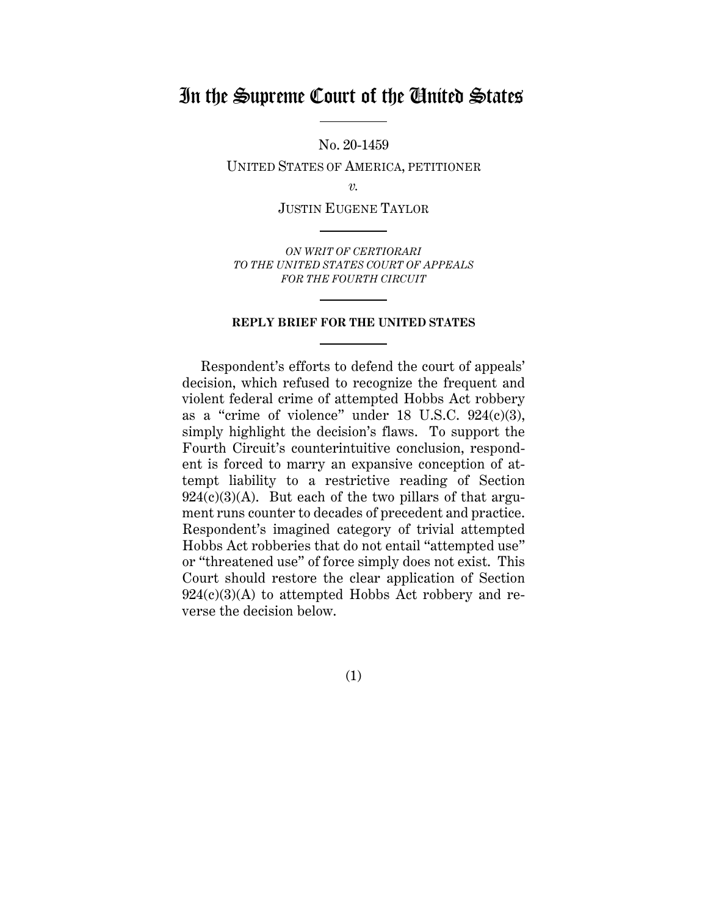# In the Supreme Court of the United States

No. 20-1459

UNITED STATES OF AMERICA, PETITIONER

*v.*

JUSTIN EUGENE TAYLOR

*ON WRIT OF CERTIORARI TO THE UNITED STATES COURT OF APPEALS FOR THE FOURTH CIRCUIT*

**REPLY BRIEF FOR THE UNITED STATES**

Respondent's efforts to defend the court of appeals' decision, which refused to recognize the frequent and violent federal crime of attempted Hobbs Act robbery as a "crime of violence" under 18 U.S.C. 924(c)(3), simply highlight the decision's flaws. To support the Fourth Circuit's counterintuitive conclusion, respondent is forced to marry an expansive conception of attempt liability to a restrictive reading of Section 924(c)(3)(A). But each of the two pillars of that argument runs counter to decades of precedent and practice. Respondent's imagined category of trivial attempted Hobbs Act robberies that do not entail "attempted use" or "threatened use" of force simply does not exist. This Court should restore the clear application of Section 924(c)(3)(A) to attempted Hobbs Act robbery and reverse the decision below.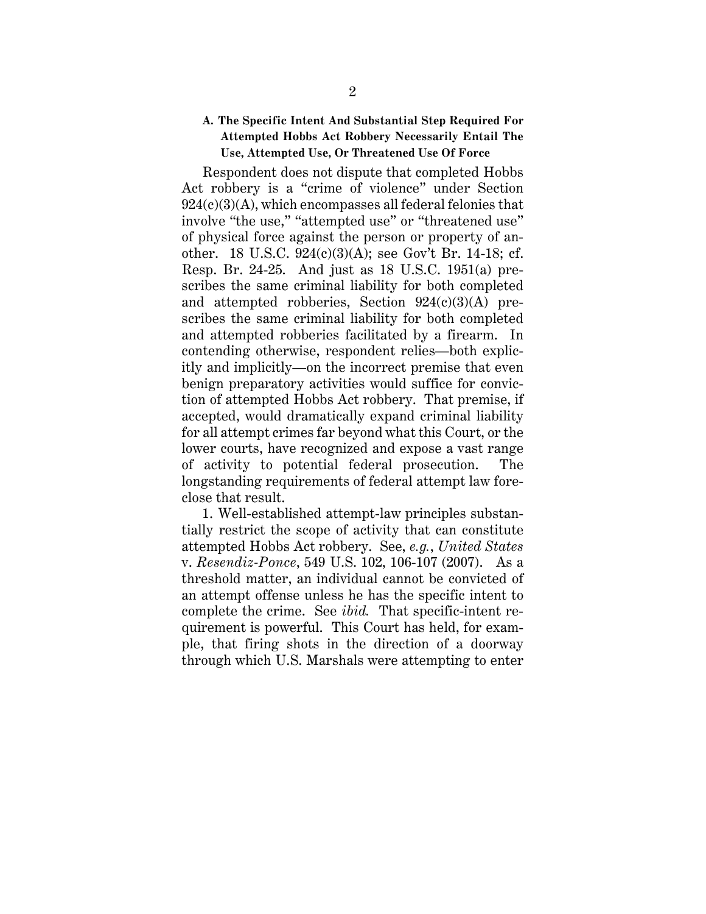### A. The Specific Intent And Substantial Step Required For Attempted Hobbs Act Robbery Necessarily Entail The Use, Attempted Use, Or Threatened Use Of Force

Respondent does not dispute that completed Hobbs Act robbery is a "crime of violence" under Section 924(c)(3)(A), which encompasses all federal felonies that involve "the use," "attempted use" or "threatened use" of physical force against the person or property of another. 18 U.S.C. 924(c)(3)(A); see Gov't Br. 14-18; cf. Resp. Br. 24-25. And just as 18 U.S.C. 1951(a) prescribes the same criminal liability for both completed and attempted robberies, Section 924(c)(3)(A) prescribes the same criminal liability for both completed and attempted robberies facilitated by a firearm. In contending otherwise, respondent relies—both explicitly and implicitly—on the incorrect premise that even benign preparatory activities would suffice for conviction of attempted Hobbs Act robbery. That premise, if accepted, would dramatically expand criminal liability for all attempt crimes far beyond what this Court, or the lower courts, have recognized and expose a vast range of activity to potential federal prosecution. The longstanding requirements of federal attempt law foreclose that result.

1. Well-established attempt-law principles substantially restrict the scope of activity that can constitute attempted Hobbs Act robbery. See, *e.g.*, *United States* v. *Resendiz-Ponce*, 549 U.S. 102, 106-107 (2007). As a threshold matter, an individual cannot be convicted of an attempt offense unless he has the specific intent to complete the crime. See *ibid.* That specific-intent requirement is powerful. This Court has held, for example, that firing shots in the direction of a doorway through which U.S. Marshals were attempting to enter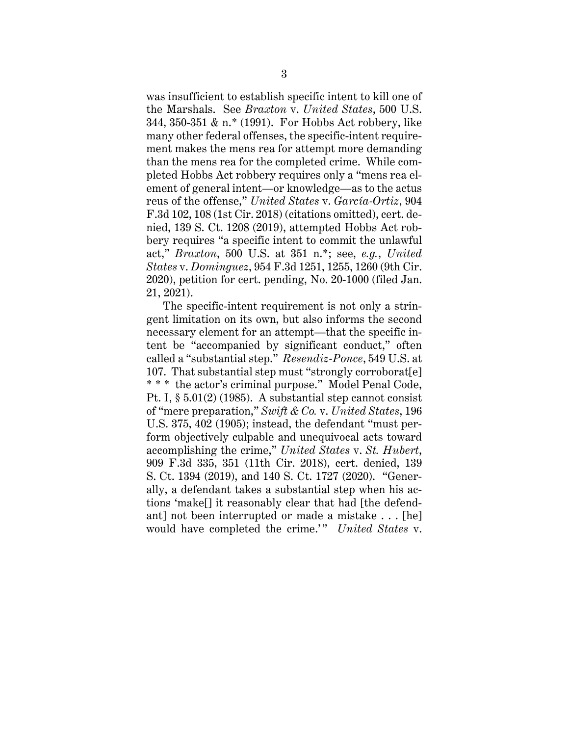was insufficient to establish specific intent to kill one of the Marshals. See *Braxton* v. *United States*, 500 U.S. 344, 350-351 & n.* (1991). For Hobbs Act robbery, like many other federal offenses, the specific-intent requirement makes the mens rea for attempt more demanding than the mens rea for the completed crime. While completed Hobbs Act robbery requires only a "mens rea element of general intent—or knowledge—as to the actus reus of the offense," *United States* v. *García-Ortiz*, 904 F.3d 102, 108 (1st Cir. 2018) (citations omitted), cert. denied, 139 S. Ct. 1208 (2019), attempted Hobbs Act robbery requires "a specific intent to commit the unlawful act," *Braxton*, 500 U.S. at 351 n.*; see, *e.g.*, *United States* v. *Dominguez*, 954 F.3d 1251, 1255, 1260 (9th Cir. 2020), petition for cert. pending, No. 20-1000 (filed Jan. 21, 2021).

The specific-intent requirement is not only a stringent limitation on its own, but also informs the second necessary element for an attempt—that the specific intent be "accompanied by significant conduct," often called a "substantial step." *Resendiz-Ponce*, 549 U.S. at 107. That substantial step must "strongly corroborat[e] * * * the actor's criminal purpose." Model Penal Code, Pt. I, § 5.01(2) (1985). A substantial step cannot consist of "mere preparation," *Swift & Co.* v. *United States*, 196 U.S. 375, 402 (1905); instead, the defendant "must perform objectively culpable and unequivocal acts toward accomplishing the crime," *United States* v. *St. Hubert*, 909 F.3d 335, 351 (11th Cir. 2018), cert. denied, 139 S. Ct. 1394 (2019), and 140 S. Ct. 1727 (2020). "Generally, a defendant takes a substantial step when his actions 'make[] it reasonably clear that had [the defendant] not been interrupted or made a mistake . . . [he] would have completed the crime.'" *United States* v.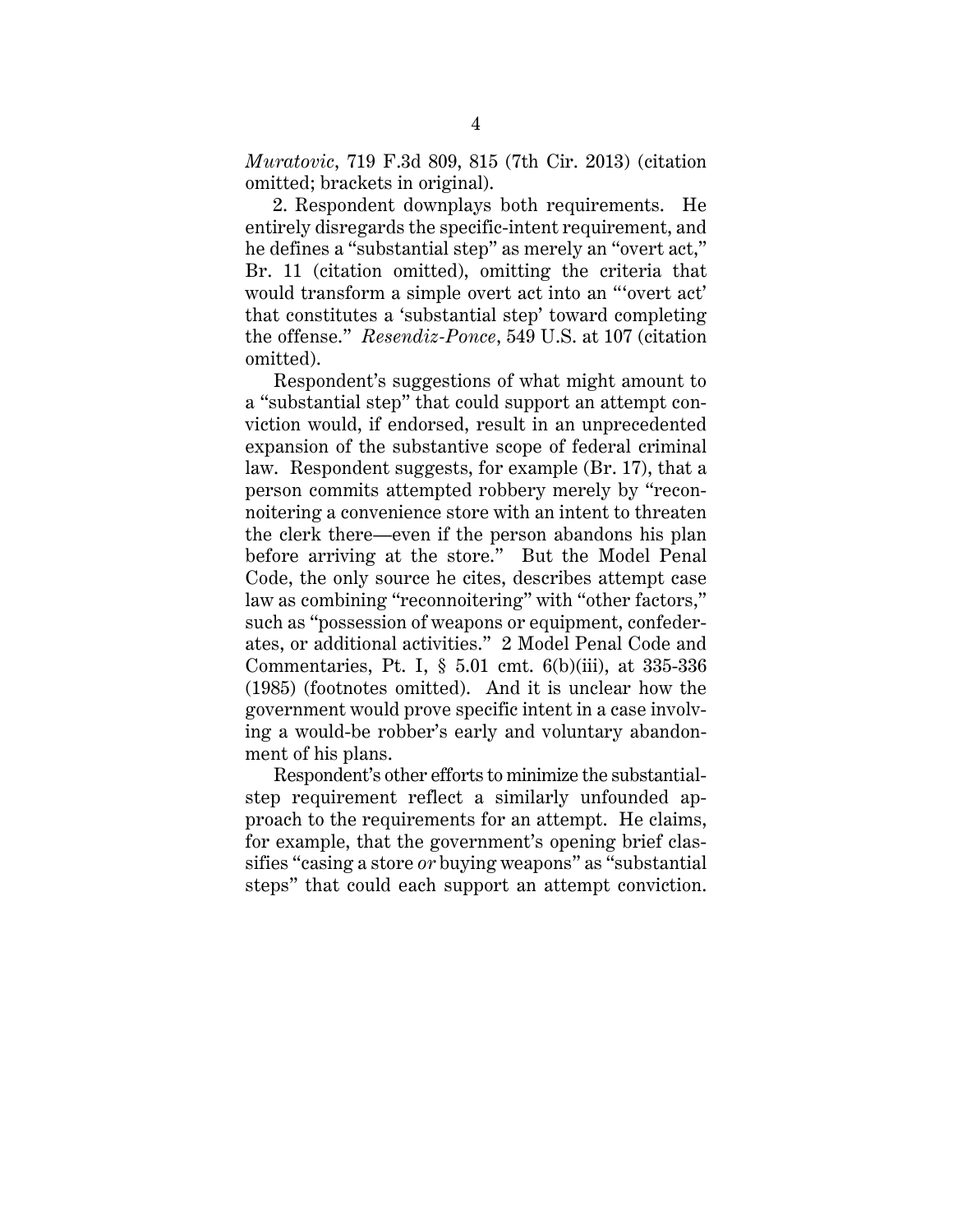*Muratovic*, 719 F.3d 809, 815 (7th Cir. 2013) (citation omitted; brackets in original).

2. Respondent downplays both requirements. He entirely disregards the specific-intent requirement, and he defines a "substantial step" as merely an "overt act," Br. 11 (citation omitted), omitting the criteria that would transform a simple overt act into an "'overt act' that constitutes a 'substantial step' toward completing the offense." *Resendiz-Ponce*, 549 U.S. at 107 (citation omitted).

Respondent's suggestions of what might amount to a "substantial step" that could support an attempt conviction would, if endorsed, result in an unprecedented expansion of the substantive scope of federal criminal law. Respondent suggests, for example (Br. 17), that a person commits attempted robbery merely by "reconnoitering a convenience store with an intent to threaten the clerk there—even if the person abandons his plan before arriving at the store." But the Model Penal Code, the only source he cites, describes attempt case law as combining "reconnoitering" with "other factors," such as "possession of weapons or equipment, confederates, or additional activities." 2 Model Penal Code and Commentaries, Pt. I, § 5.01 cmt. 6(b)(iii), at 335-336 (1985) (footnotes omitted). And it is unclear how the government would prove specific intent in a case involving a would-be robber's early and voluntary abandonment of his plans.

Respondent's other efforts to minimize the substantial-step requirement reflect a similarly unfounded approach to the requirements for an attempt. He claims, for example, that the government's opening brief classifies "casing a store *or* buying weapons" as "substantial steps" that could each support an attempt conviction.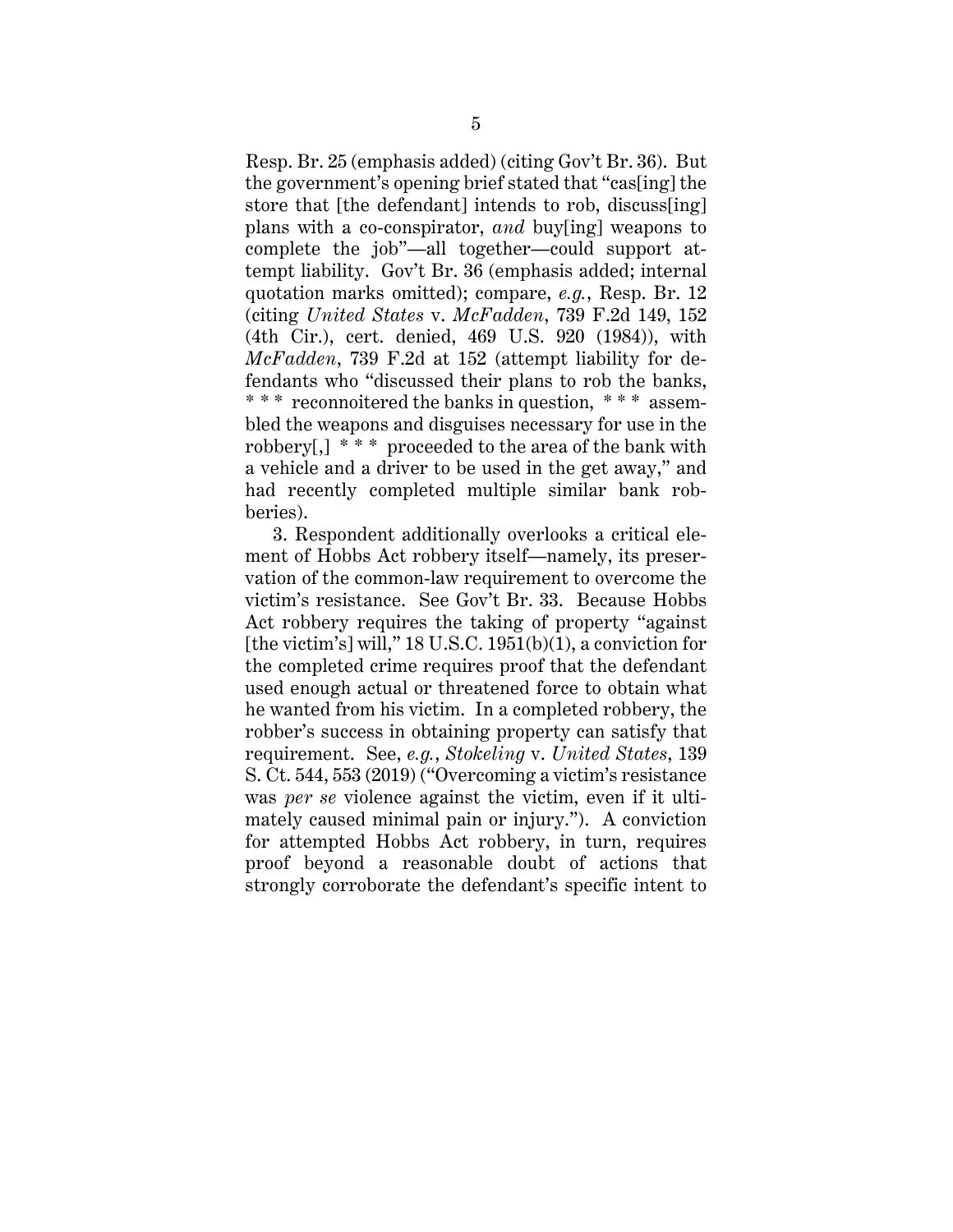Resp. Br. 25 (emphasis added) (citing Gov't Br. 36). But the government's opening brief stated that "cas[ing] the store that [the defendant] intends to rob, discuss[ing] plans with a co-conspirator, *and* buy[ing] weapons to complete the job"—all together—could support attempt liability. Gov't Br. 36 (emphasis added; internal quotation marks omitted); compare, *e.g.*, Resp. Br. 12 (citing *United States* v. *McFadden*, 739 F.2d 149, 152 (4th Cir.), cert. denied, 469 U.S. 920 (1984)), with *McFadden*, 739 F.2d at 152 (attempt liability for defendants who "discussed their plans to rob the banks, * * * reconnoitered the banks in question, * * * assembled the weapons and disguises necessary for use in the robbery[,] * * * proceeded to the area of the bank with a vehicle and a driver to be used in the get away," and had recently completed multiple similar bank robberies).

3. Respondent additionally overlooks a critical element of Hobbs Act robbery itself—namely, its preservation of the common-law requirement to overcome the victim's resistance. See Gov't Br. 33. Because Hobbs Act robbery requires the taking of property "against [the victim's] will," 18 U.S.C. 1951(b)(1), a conviction for the completed crime requires proof that the defendant used enough actual or threatened force to obtain what he wanted from his victim. In a completed robbery, the robber's success in obtaining property can satisfy that requirement. See, *e.g.*, *Stokeling* v. *United States*, 139 S. Ct. 544, 553 (2019) ("Overcoming a victim's resistance was *per se* violence against the victim, even if it ultimately caused minimal pain or injury."). A conviction for attempted Hobbs Act robbery, in turn, requires proof beyond a reasonable doubt of actions that strongly corroborate the defendant's specific intent to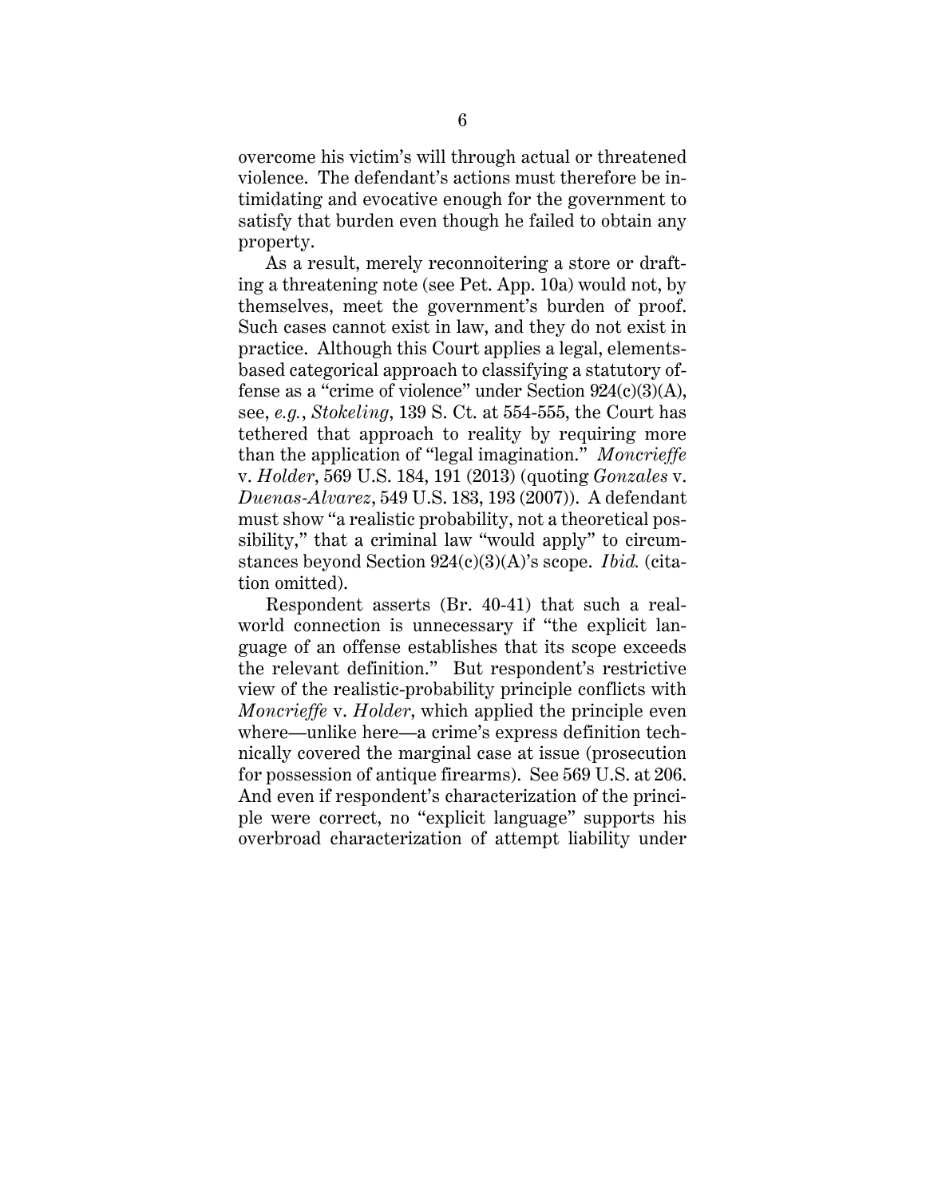overcome his victim's will through actual or threatened violence. The defendant's actions must therefore be intimidating and evocative enough for the government to satisfy that burden even though he failed to obtain any property.

As a result, merely reconnoitering a store or drafting a threatening note (see Pet. App. 10a) would not, by themselves, meet the government's burden of proof. Such cases cannot exist in law, and they do not exist in practice. Although this Court applies a legal, elements-based categorical approach to classifying a statutory offense as a "crime of violence" under Section 924(c)(3)(A), see, *e.g.*, *Stokeling*, 139 S. Ct. at 554-555, the Court has tethered that approach to reality by requiring more than the application of "legal imagination." *Moncrieffe* v. *Holder*, 569 U.S. 184, 191 (2013) (quoting *Gonzales* v. *Duenas-Alvarez*, 549 U.S. 183, 193 (2007)). A defendant must show "a realistic probability, not a theoretical possibility," that a criminal law "would apply" to circumstances beyond Section 924(c)(3)(A)'s scope. *Ibid.* (citation omitted).

Respondent asserts (Br. 40-41) that such a real-world connection is unnecessary if "the explicit language of an offense establishes that its scope exceeds the relevant definition." But respondent's restrictive view of the realistic-probability principle conflicts with *Moncrieffe* v. *Holder*, which applied the principle even where—unlike here—a crime's express definition technically covered the marginal case at issue (prosecution for possession of antique firearms). See 569 U.S. at 206. And even if respondent's characterization of the principle were correct, no "explicit language" supports his overbroad characterization of attempt liability under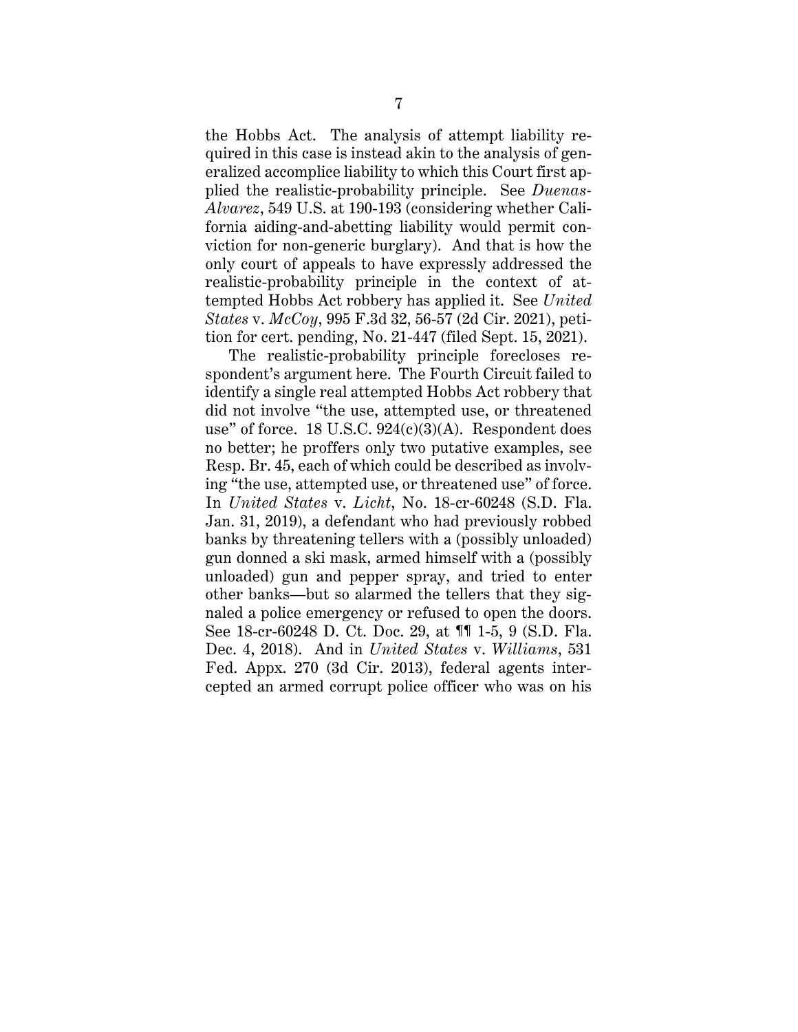the Hobbs Act. The analysis of attempt liability required in this case is instead akin to the analysis of generalized accomplice liability to which this Court first applied the realistic-probability principle. See *Duenas-Alvarez*, 549 U.S. at 190-193 (considering whether California aiding-and-abetting liability would permit conviction for non-generic burglary). And that is how the only court of appeals to have expressly addressed the realistic-probability principle in the context of attempted Hobbs Act robbery has applied it. See *United States* v. *McCoy*, 995 F.3d 32, 56-57 (2d Cir. 2021), petition for cert. pending, No. 21-447 (filed Sept. 15, 2021).

The realistic-probability principle forecloses respondent's argument here. The Fourth Circuit failed to identify a single real attempted Hobbs Act robbery that did not involve "the use, attempted use, or threatened use" of force. 18 U.S.C. 924(c)(3)(A). Respondent does no better; he proffers only two putative examples, see Resp. Br. 45, each of which could be described as involving "the use, attempted use, or threatened use" of force. In *United States* v. *Licht*, No. 18-cr-60248 (S.D. Fla. Jan. 31, 2019), a defendant who had previously robbed banks by threatening tellers with a (possibly unloaded) gun donned a ski mask, armed himself with a (possibly unloaded) gun and pepper spray, and tried to enter other banks—but so alarmed the tellers that they signaled a police emergency or refused to open the doors. See 18-cr-60248 D. Ct. Doc. 29, at ¶¶ 1-5, 9 (S.D. Fla. Dec. 4, 2018). And in *United States* v. *Williams*, 531 Fed. Appx. 270 (3d Cir. 2013), federal agents intercepted an armed corrupt police officer who was on his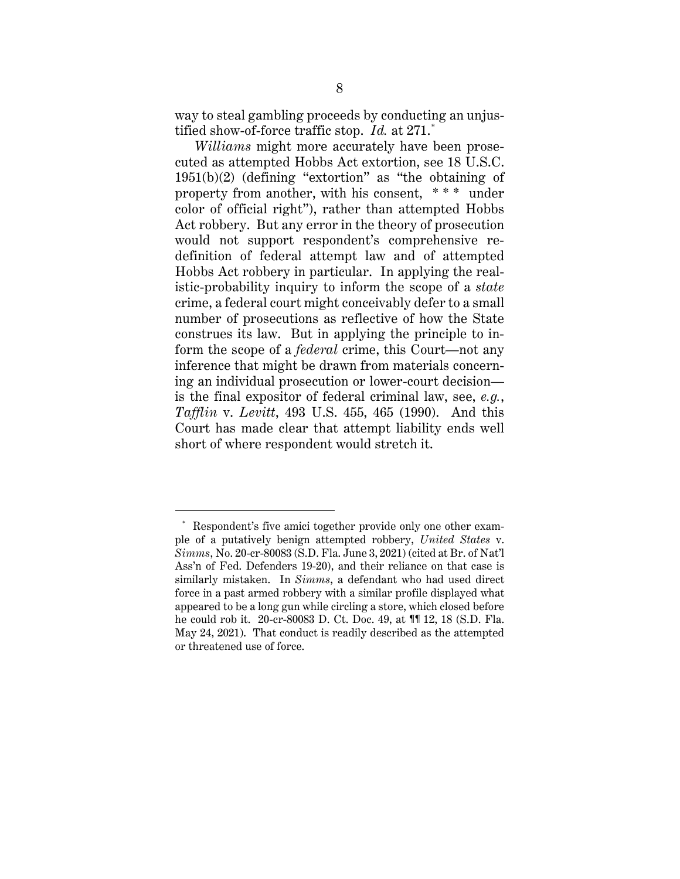way to steal gambling proceeds by conducting an unjustified show-of-force traffic stop. *Id.* at 271.[*]

*Williams* might more accurately have been prosecuted as attempted Hobbs Act extortion, see 18 U.S.C. 1951(b)(2) (defining "extortion" as "the obtaining of property from another, with his consent, * * * under color of official right"), rather than attempted Hobbs Act robbery. But any error in the theory of prosecution would not support respondent's comprehensive redefinition of federal attempt law and of attempted Hobbs Act robbery in particular. In applying the realistic-probability inquiry to inform the scope of a *state* crime, a federal court might conceivably defer to a small number of prosecutions as reflective of how the State construes its law. But in applying the principle to inform the scope of a *federal* crime, this Court—not any inference that might be drawn from materials concerning an individual prosecution or lower-court decision—is the final expositor of federal criminal law, see, *e.g.*, *Tafflin* v. *Levitt*, 493 U.S. 455, 465 (1990). And this Court has made clear that attempt liability ends well short of where respondent would stretch it.

---

[*] Respondent's five amici together provide only one other example of a putatively benign attempted robbery, *United States* v. *Simms*, No. 20-cr-80083 (S.D. Fla. June 3, 2021) (cited at Br. of Nat'l Ass'n of Fed. Defenders 19-20), and their reliance on that case is similarly mistaken. In *Simms*, a defendant who had used direct force in a past armed robbery with a similar profile displayed what appeared to be a long gun while circling a store, which closed before he could rob it. 20-cr-80083 D. Ct. Doc. 49, at ¶¶ 12, 18 (S.D. Fla. May 24, 2021). That conduct is readily described as the attempted or threatened use of force.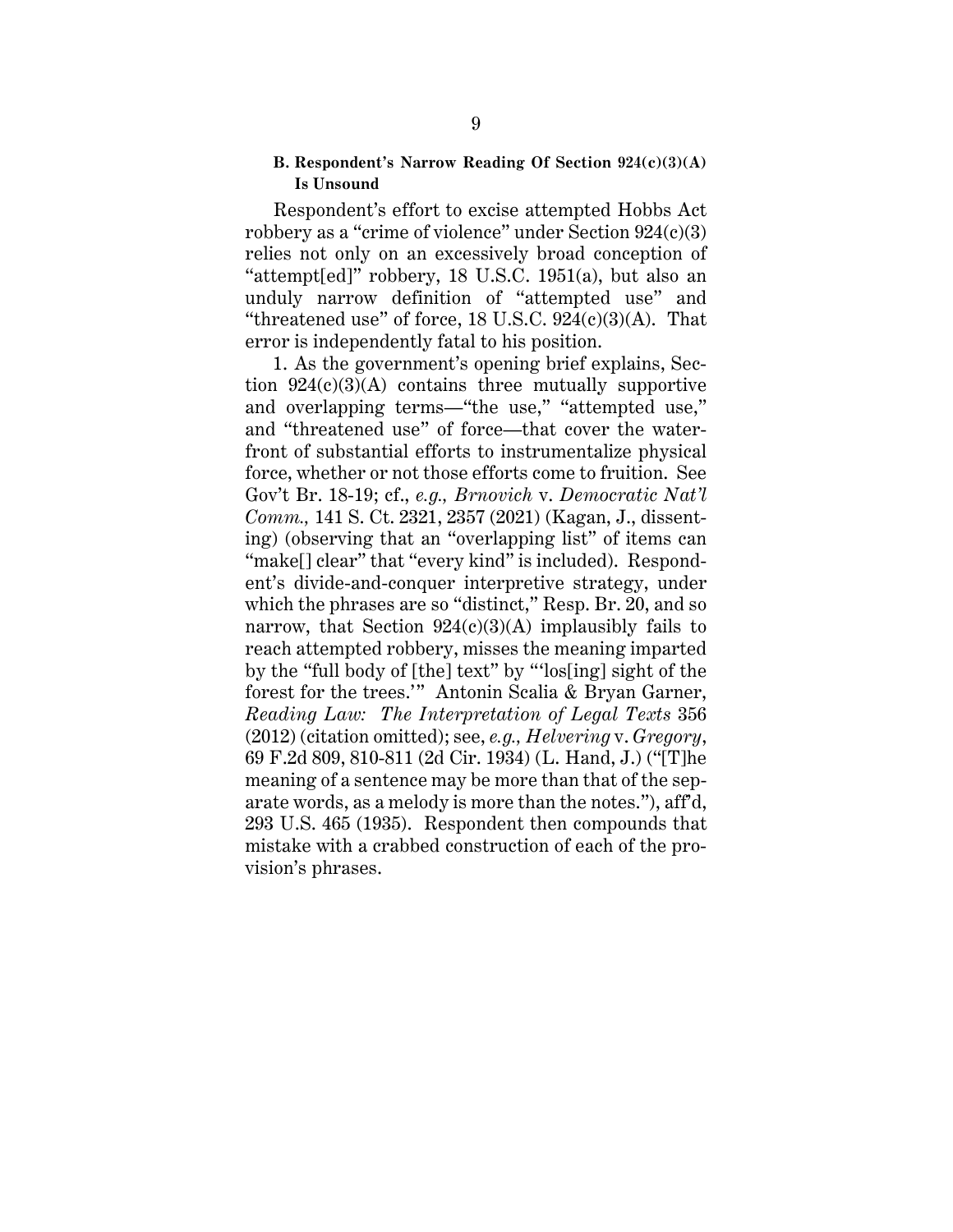### B. Respondent's Narrow Reading Of Section 924(c)(3)(A) Is Unsound

Respondent's effort to excise attempted Hobbs Act robbery as a "crime of violence" under Section 924(c)(3) relies not only on an excessively broad conception of "attempt[ed]" robbery, 18 U.S.C. 1951(a), but also an unduly narrow definition of "attempted use" and "threatened use" of force, 18 U.S.C. 924(c)(3)(A). That error is independently fatal to his position.

1. As the government's opening brief explains, Section 924(c)(3)(A) contains three mutually supportive and overlapping terms—"the use," "attempted use," and "threatened use" of force—that cover the waterfront of substantial efforts to instrumentalize physical force, whether or not those efforts come to fruition. See Gov't Br. 18-19; cf., *e.g., Brnovich* v. *Democratic Nat'l Comm.,* 141 S. Ct. 2321, 2357 (2021) (Kagan, J., dissenting) (observing that an "overlapping list" of items can "make[] clear" that "every kind" is included). Respondent's divide-and-conquer interpretive strategy, under which the phrases are so "distinct," Resp. Br. 20, and so narrow, that Section 924(c)(3)(A) implausibly fails to reach attempted robbery, misses the meaning imparted by the "full body of [the] text" by "'los[ing] sight of the forest for the trees.'" Antonin Scalia & Bryan Garner, *Reading Law: The Interpretation of Legal Texts* 356 (2012) (citation omitted); see, *e.g., Helvering* v. *Gregory*, 69 F.2d 809, 810-811 (2d Cir. 1934) (L. Hand, J.) ("[T]he meaning of a sentence may be more than that of the separate words, as a melody is more than the notes."), aff'd, 293 U.S. 465 (1935). Respondent then compounds that mistake with a crabbed construction of each of the provision's phrases.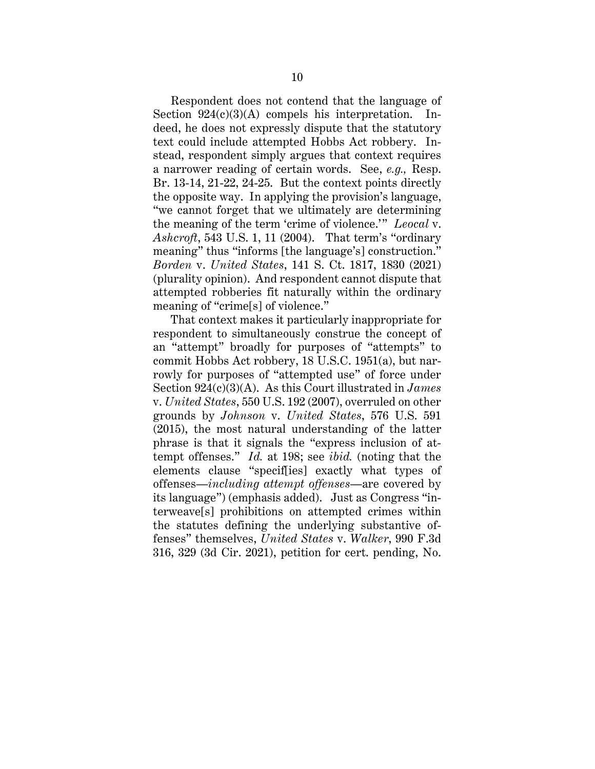Respondent does not contend that the language of Section 924(c)(3)(A) compels his interpretation. Indeed, he does not expressly dispute that the statutory text could include attempted Hobbs Act robbery. Instead, respondent simply argues that context requires a narrower reading of certain words. See, *e.g.,* Resp. Br. 13-14, 21-22, 24-25. But the context points directly the opposite way. In applying the provision's language, "we cannot forget that we ultimately are determining the meaning of the term 'crime of violence.'" *Leocal* v. *Ashcroft*, 543 U.S. 1, 11 (2004). That term's "ordinary meaning" thus "informs [the language's] construction." *Borden* v. *United States*, 141 S. Ct. 1817, 1830 (2021) (plurality opinion). And respondent cannot dispute that attempted robberies fit naturally within the ordinary meaning of "crime[s] of violence."

That context makes it particularly inappropriate for respondent to simultaneously construe the concept of an "attempt" broadly for purposes of "attempts" to commit Hobbs Act robbery, 18 U.S.C. 1951(a), but narrowly for purposes of "attempted use" of force under Section 924(c)(3)(A). As this Court illustrated in *James* v. *United States*, 550 U.S. 192 (2007), overruled on other grounds by *Johnson* v. *United States*, 576 U.S. 591 (2015), the most natural understanding of the latter phrase is that it signals the "express inclusion of attempt offenses." *Id.* at 198; see *ibid.* (noting that the elements clause "specif[ies] exactly what types of offenses—*including attempt offenses*—are covered by its language") (emphasis added). Just as Congress "interweave[s] prohibitions on attempted crimes within the statutes defining the underlying substantive offenses" themselves, *United States* v. *Walker*, 990 F.3d 316, 329 (3d Cir. 2021), petition for cert. pending, No.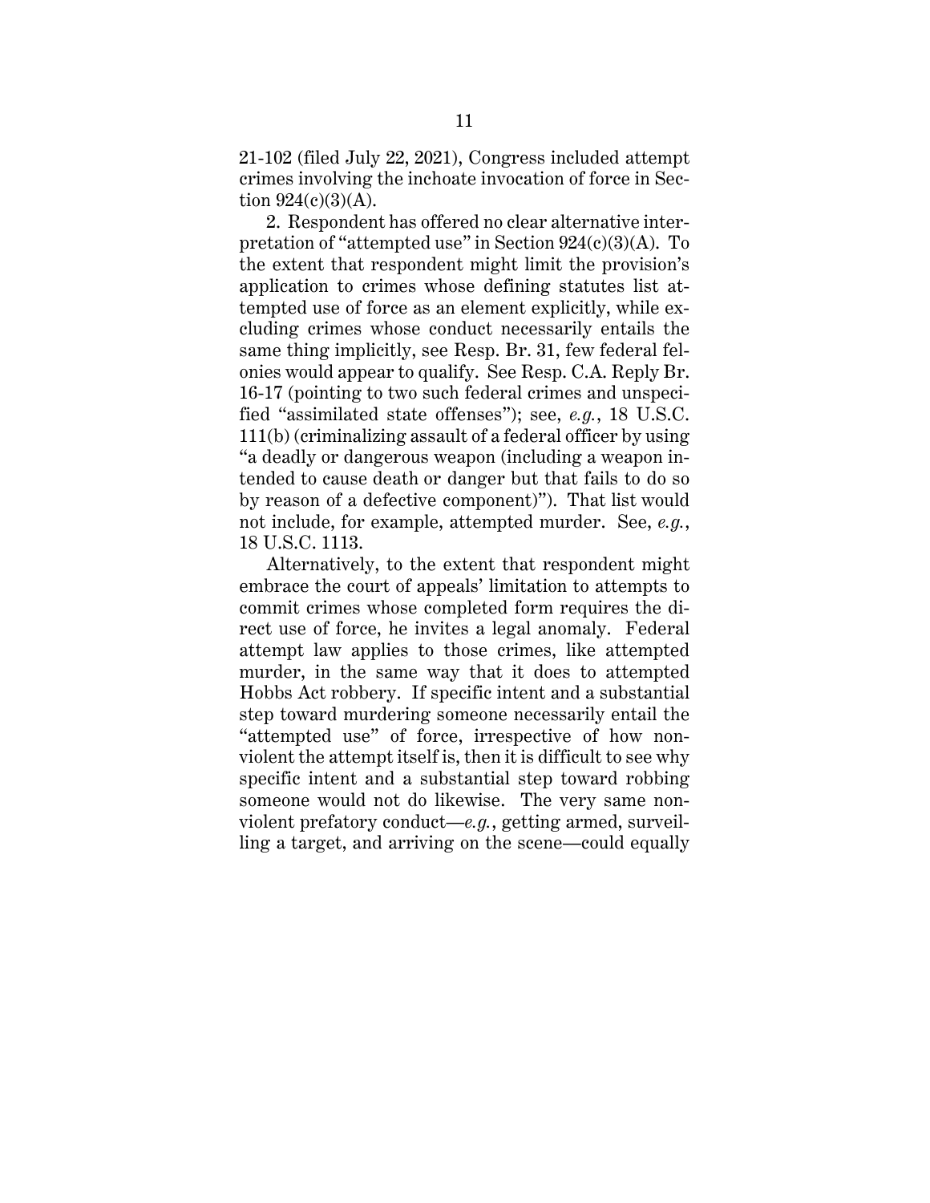21-102 (filed July 22, 2021), Congress included attempt crimes involving the inchoate invocation of force in Section 924(c)(3)(A).

2. Respondent has offered no clear alternative interpretation of "attempted use" in Section 924(c)(3)(A). To the extent that respondent might limit the provision's application to crimes whose defining statutes list attempted use of force as an element explicitly, while excluding crimes whose conduct necessarily entails the same thing implicitly, see Resp. Br. 31, few federal felonies would appear to qualify. See Resp. C.A. Reply Br. 16-17 (pointing to two such federal crimes and unspecified "assimilated state offenses"); see, *e.g.*, 18 U.S.C. 111(b) (criminalizing assault of a federal officer by using "a deadly or dangerous weapon (including a weapon intended to cause death or danger but that fails to do so by reason of a defective component)"). That list would not include, for example, attempted murder. See, *e.g.*, 18 U.S.C. 1113.

Alternatively, to the extent that respondent might embrace the court of appeals' limitation to attempts to commit crimes whose completed form requires the direct use of force, he invites a legal anomaly. Federal attempt law applies to those crimes, like attempted murder, in the same way that it does to attempted Hobbs Act robbery. If specific intent and a substantial step toward murdering someone necessarily entail the "attempted use" of force, irrespective of how nonviolent the attempt itself is, then it is difficult to see why specific intent and a substantial step toward robbing someone would not do likewise. The very same nonviolent prefatory conduct—*e.g.*, getting armed, surveilling a target, and arriving on the scene—could equally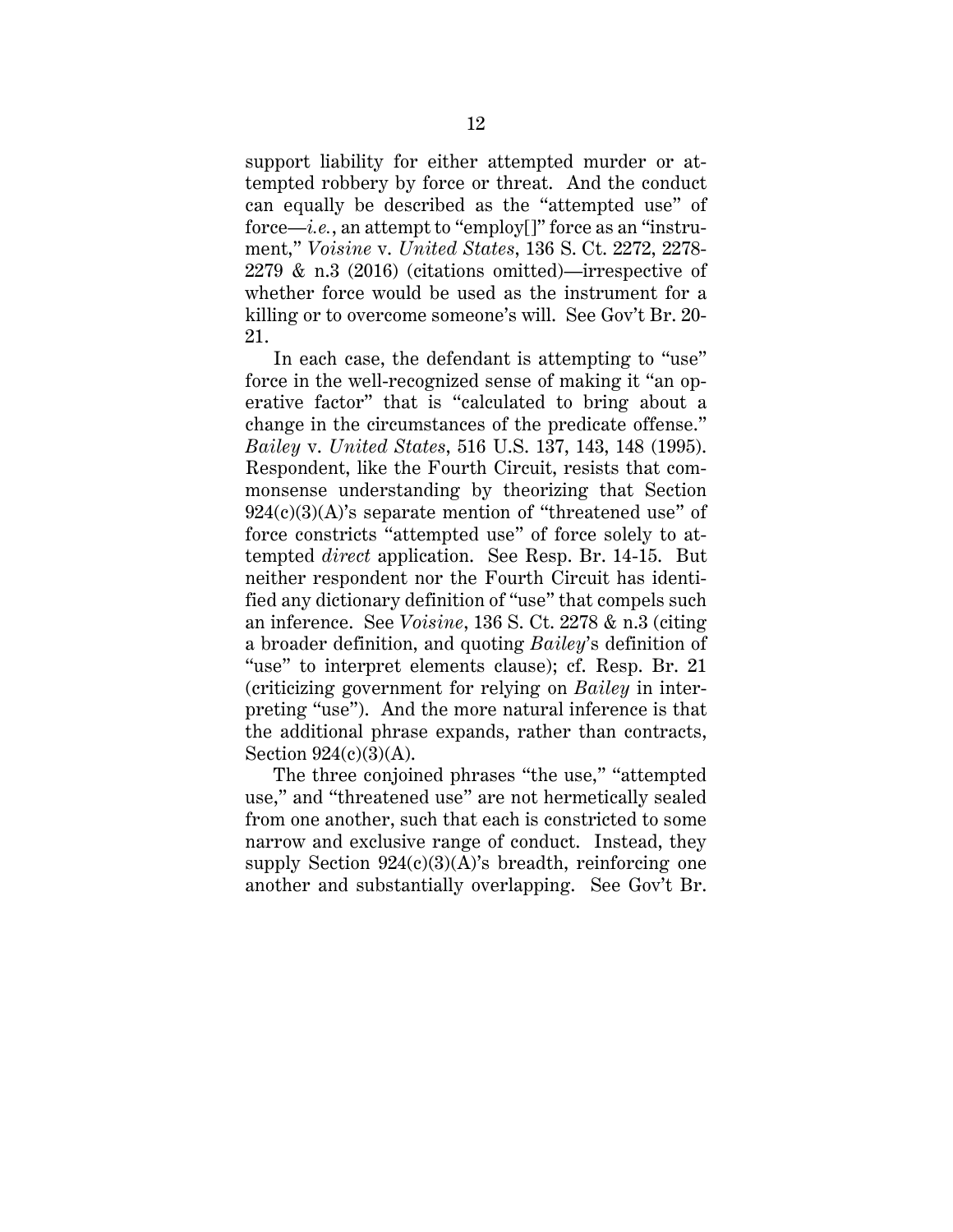support liability for either attempted murder or attempted robbery by force or threat. And the conduct can equally be described as the "attempted use" of force—*i.e.*, an attempt to "employ[]" force as an "instrument," *Voisine* v. *United States*, 136 S. Ct. 2272, 2278-2279 & n.3 (2016) (citations omitted)—irrespective of whether force would be used as the instrument for a killing or to overcome someone's will. See Gov't Br. 20-21.

In each case, the defendant is attempting to "use" force in the well-recognized sense of making it "an operative factor" that is "calculated to bring about a change in the circumstances of the predicate offense." *Bailey* v. *United States*, 516 U.S. 137, 143, 148 (1995). Respondent, like the Fourth Circuit, resists that commonsense understanding by theorizing that Section 924(c)(3)(A)'s separate mention of "threatened use" of force constricts "attempted use" of force solely to attempted *direct* application. See Resp. Br. 14-15. But neither respondent nor the Fourth Circuit has identified any dictionary definition of "use" that compels such an inference. See *Voisine*, 136 S. Ct. 2278 & n.3 (citing a broader definition, and quoting *Bailey*'s definition of "use" to interpret elements clause); cf. Resp. Br. 21 (criticizing government for relying on *Bailey* in interpreting "use"). And the more natural inference is that the additional phrase expands, rather than contracts, Section 924(c)(3)(A).

The three conjoined phrases "the use," "attempted use," and "threatened use" are not hermetically sealed from one another, such that each is constricted to some narrow and exclusive range of conduct. Instead, they supply Section 924(c)(3)(A)'s breadth, reinforcing one another and substantially overlapping. See Gov't Br.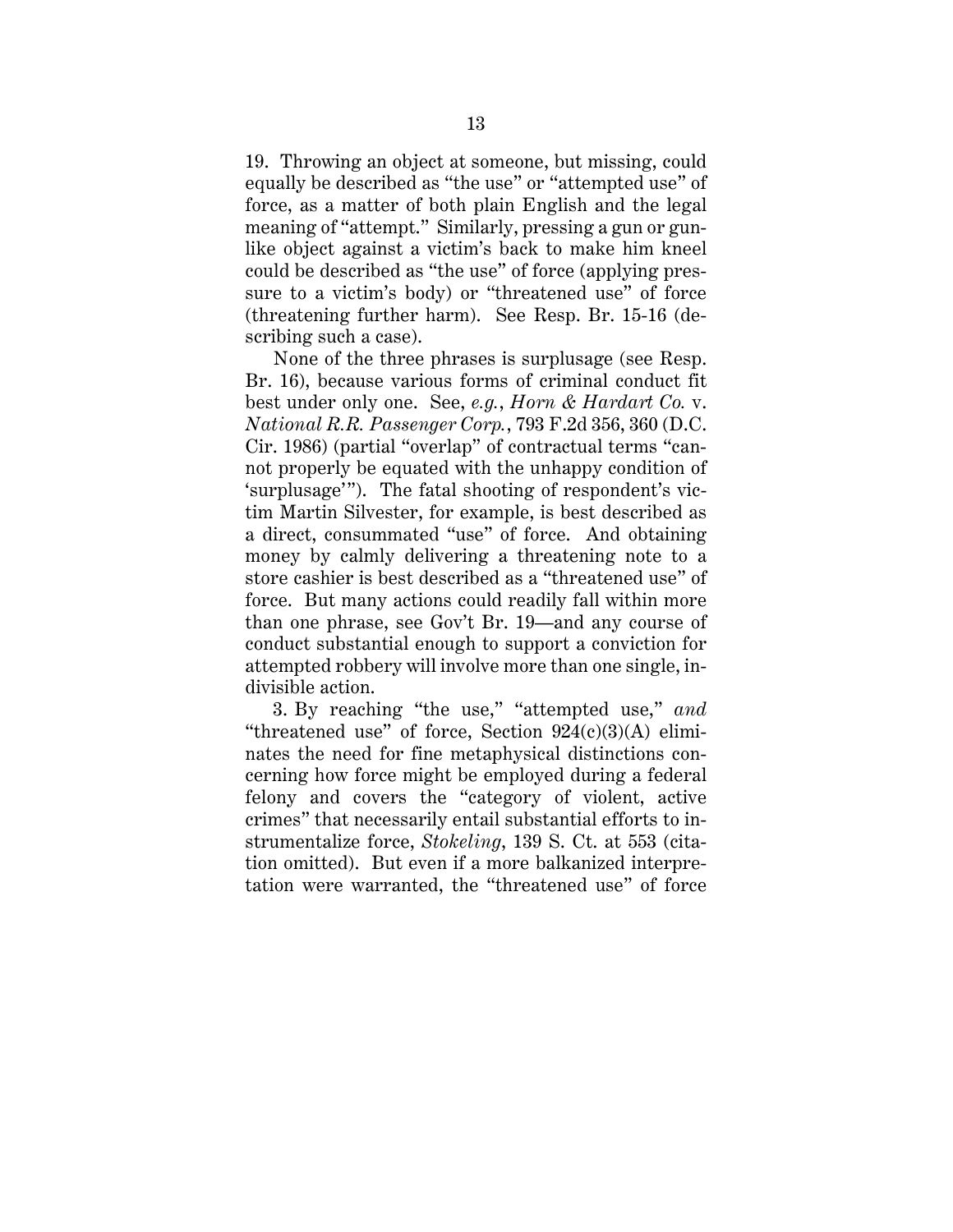19. Throwing an object at someone, but missing, could equally be described as "the use" or "attempted use" of force, as a matter of both plain English and the legal meaning of "attempt." Similarly, pressing a gun or gun-like object against a victim's back to make him kneel could be described as "the use" of force (applying pressure to a victim's body) or "threatened use" of force (threatening further harm). See Resp. Br. 15-16 (describing such a case).

None of the three phrases is surplusage (see Resp. Br. 16), because various forms of criminal conduct fit best under only one. See, *e.g.*, *Horn & Hardart Co.* v. *National R.R. Passenger Corp.*, 793 F.2d 356, 360 (D.C. Cir. 1986) (partial "overlap" of contractual terms "cannot properly be equated with the unhappy condition of 'surplusage'"). The fatal shooting of respondent's victim Martin Silvester, for example, is best described as a direct, consummated "use" of force. And obtaining money by calmly delivering a threatening note to a store cashier is best described as a "threatened use" of force. But many actions could readily fall within more than one phrase, see Gov't Br. 19—and any course of conduct substantial enough to support a conviction for attempted robbery will involve more than one single, indivisible action.

3. By reaching "the use," "attempted use," *and* "threatened use" of force, Section 924(c)(3)(A) eliminates the need for fine metaphysical distinctions concerning how force might be employed during a federal felony and covers the "category of violent, active crimes" that necessarily entail substantial efforts to instrumentalize force, *Stokeling*, 139 S. Ct. at 553 (citation omitted). But even if a more balkanized interpretation were warranted, the "threatened use" of force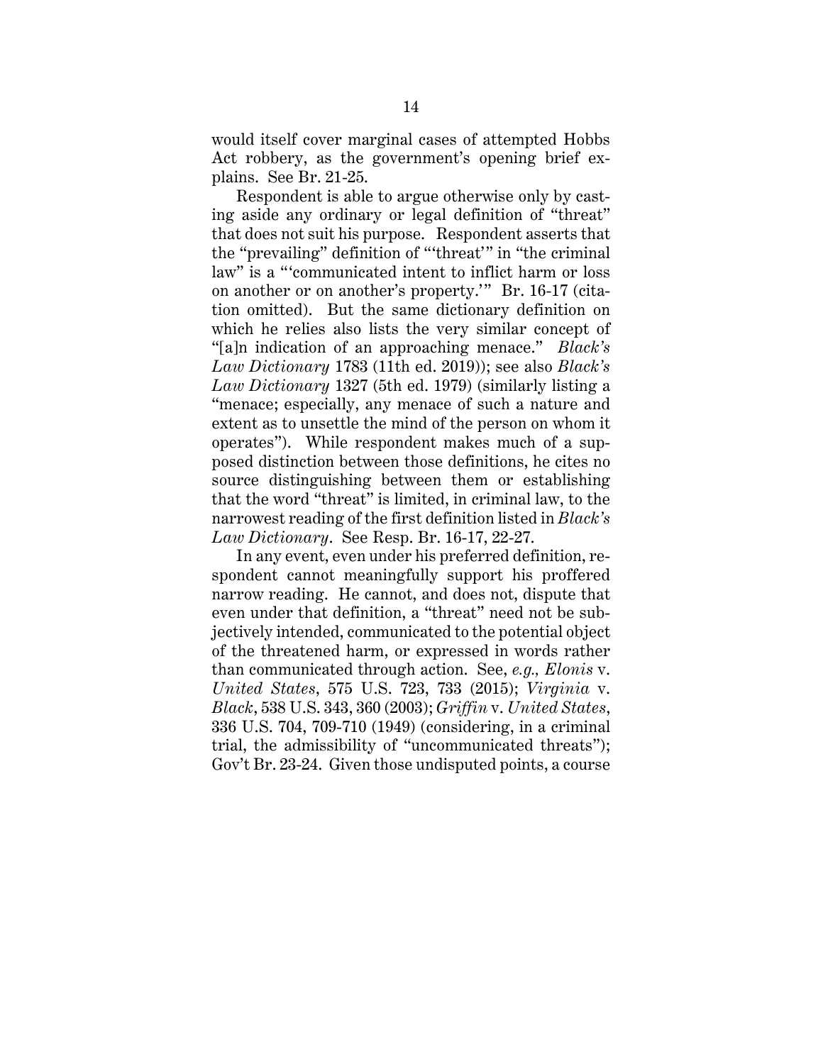would itself cover marginal cases of attempted Hobbs Act robbery, as the government's opening brief explains. See Br. 21-25.

Respondent is able to argue otherwise only by casting aside any ordinary or legal definition of "threat" that does not suit his purpose. Respondent asserts that the "prevailing" definition of "'threat'" in "the criminal law" is a "'communicated intent to inflict harm or loss on another or on another's property.'" Br. 16-17 (citation omitted). But the same dictionary definition on which he relies also lists the very similar concept of "[a]n indication of an approaching menace." *Black's Law Dictionary* 1783 (11th ed. 2019)); see also *Black's Law Dictionary* 1327 (5th ed. 1979) (similarly listing a "menace; especially, any menace of such a nature and extent as to unsettle the mind of the person on whom it operates"). While respondent makes much of a supposed distinction between those definitions, he cites no source distinguishing between them or establishing that the word "threat" is limited, in criminal law, to the narrowest reading of the first definition listed in *Black's Law Dictionary*. See Resp. Br. 16-17, 22-27.

In any event, even under his preferred definition, respondent cannot meaningfully support his proffered narrow reading. He cannot, and does not, dispute that even under that definition, a "threat" need not be subjectively intended, communicated to the potential object of the threatened harm, or expressed in words rather than communicated through action. See, *e.g., Elonis* v. *United States*, 575 U.S. 723, 733 (2015); *Virginia* v. *Black*, 538 U.S. 343, 360 (2003); *Griffin* v. *United States*, 336 U.S. 704, 709-710 (1949) (considering, in a criminal trial, the admissibility of "uncommunicated threats"); Gov't Br. 23-24. Given those undisputed points, a course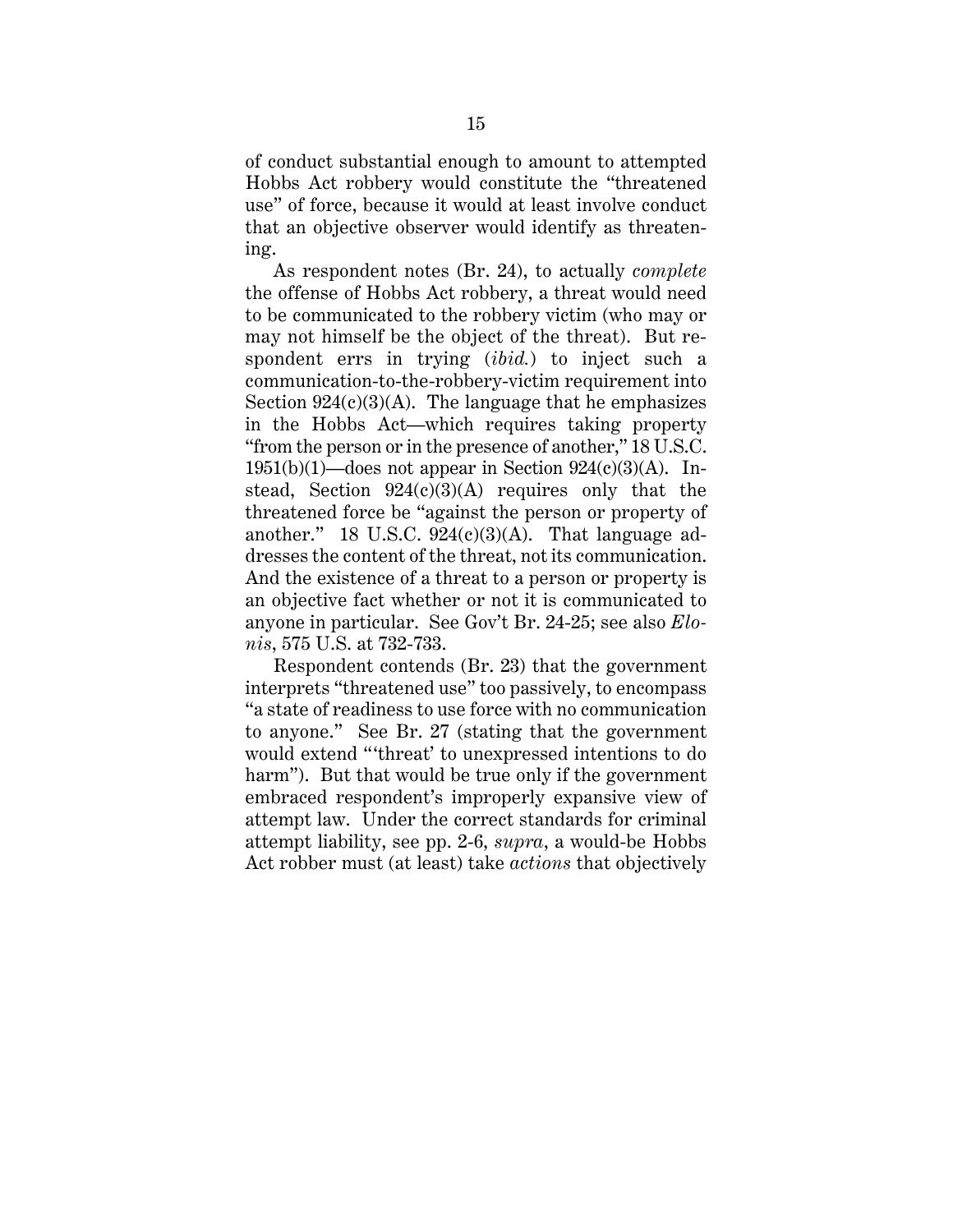of conduct substantial enough to amount to attempted Hobbs Act robbery would constitute the "threatened use" of force, because it would at least involve conduct that an objective observer would identify as threatening.

As respondent notes (Br. 24), to actually *complete* the offense of Hobbs Act robbery, a threat would need to be communicated to the robbery victim (who may or may not himself be the object of the threat). But respondent errs in trying (*ibid.*) to inject such a communication-to-the-robbery-victim requirement into Section 924(c)(3)(A). The language that he emphasizes in the Hobbs Act—which requires taking property "from the person or in the presence of another," 18 U.S.C. 1951(b)(1)—does not appear in Section 924(c)(3)(A). Instead, Section 924(c)(3)(A) requires only that the threatened force be "against the person or property of another." 18 U.S.C. 924(c)(3)(A). That language addresses the content of the threat, not its communication. And the existence of a threat to a person or property is an objective fact whether or not it is communicated to anyone in particular. See Gov't Br. 24-25; see also *Elonis*, 575 U.S. at 732-733.

Respondent contends (Br. 23) that the government interprets "threatened use" too passively, to encompass "a state of readiness to use force with no communication to anyone." See Br. 27 (stating that the government would extend "'threat' to unexpressed intentions to do harm"). But that would be true only if the government embraced respondent's improperly expansive view of attempt law. Under the correct standards for criminal attempt liability, see pp. 2-6, *supra*, a would-be Hobbs Act robber must (at least) take *actions* that objectively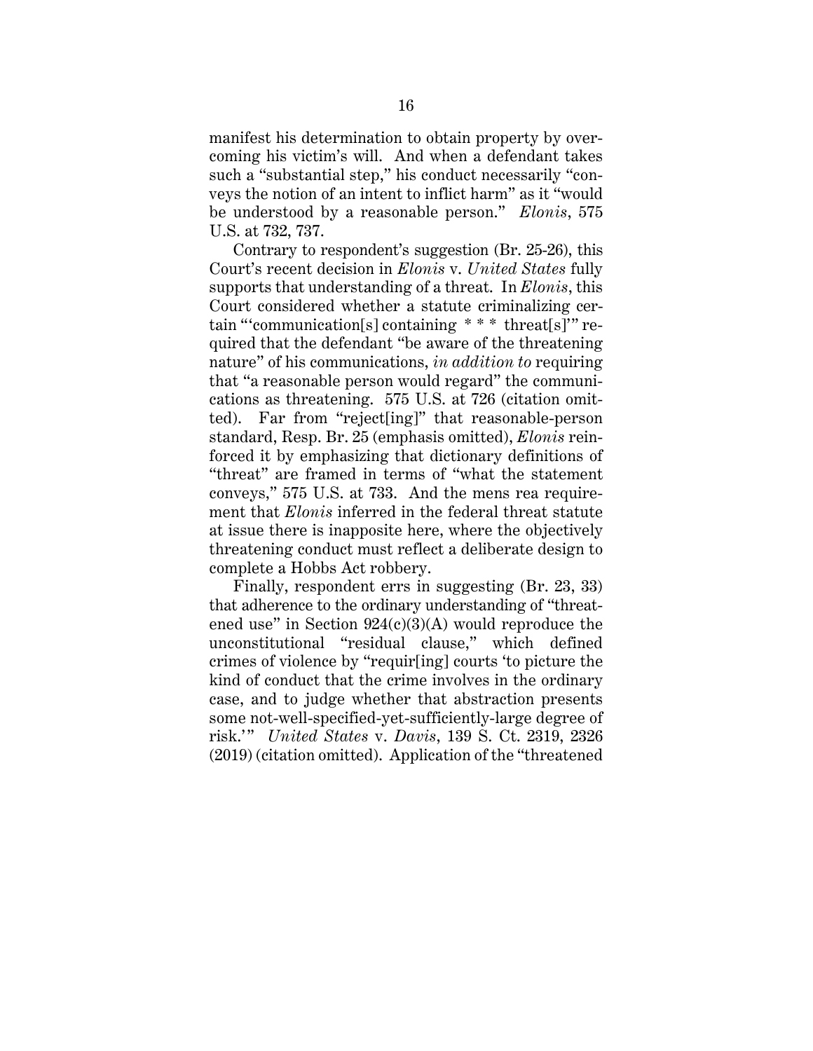manifest his determination to obtain property by overcoming his victim's will. And when a defendant takes such a "substantial step," his conduct necessarily "conveys the notion of an intent to inflict harm" as it "would be understood by a reasonable person." *Elonis*, 575 U.S. at 732, 737.

Contrary to respondent's suggestion (Br. 25-26), this Court's recent decision in *Elonis* v. *United States* fully supports that understanding of a threat. In *Elonis*, this Court considered whether a statute criminalizing certain "'communication[s] containing * * * threat[s]'" required that the defendant "be aware of the threatening nature" of his communications, *in addition to* requiring that "a reasonable person would regard" the communications as threatening. 575 U.S. at 726 (citation omitted). Far from "reject[ing]" that reasonable-person standard, Resp. Br. 25 (emphasis omitted), *Elonis* reinforced it by emphasizing that dictionary definitions of "threat" are framed in terms of "what the statement conveys," 575 U.S. at 733. And the mens rea requirement that *Elonis* inferred in the federal threat statute at issue there is inapposite here, where the objectively threatening conduct must reflect a deliberate design to complete a Hobbs Act robbery.

Finally, respondent errs in suggesting (Br. 23, 33) that adherence to the ordinary understanding of "threatened use" in Section 924(c)(3)(A) would reproduce the unconstitutional "residual clause," which defined crimes of violence by "requir[ing] courts 'to picture the kind of conduct that the crime involves in the ordinary case, and to judge whether that abstraction presents some not-well-specified-yet-sufficiently-large degree of risk.'" *United States* v. *Davis*, 139 S. Ct. 2319, 2326 (2019) (citation omitted). Application of the "threatened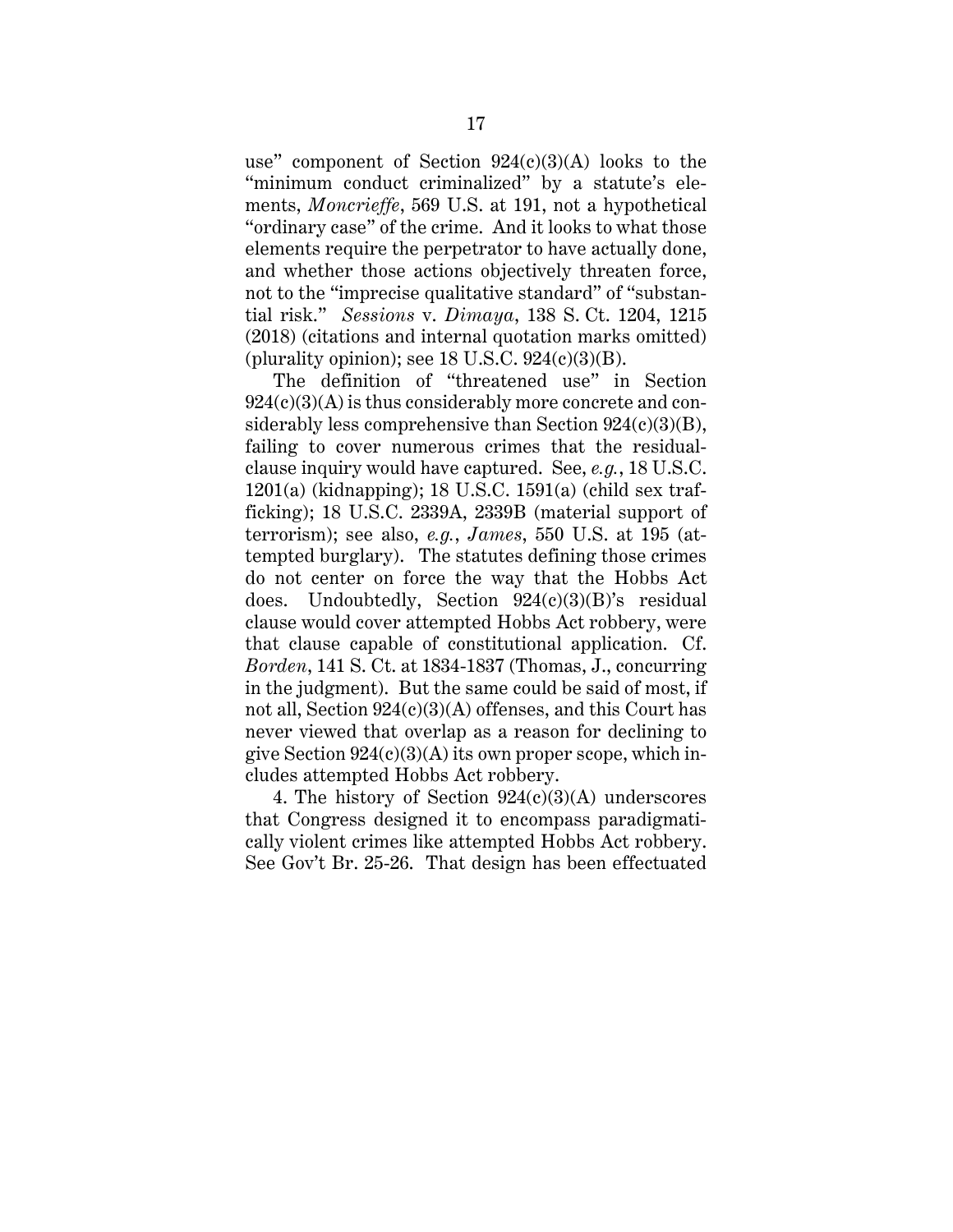use" component of Section 924(c)(3)(A) looks to the "minimum conduct criminalized" by a statute's elements, *Moncrieffe*, 569 U.S. at 191, not a hypothetical "ordinary case" of the crime. And it looks to what those elements require the perpetrator to have actually done, and whether those actions objectively threaten force, not to the "imprecise qualitative standard" of "substantial risk." *Sessions* v. *Dimaya*, 138 S. Ct. 1204, 1215 (2018) (citations and internal quotation marks omitted) (plurality opinion); see 18 U.S.C. 924(c)(3)(B).

The definition of "threatened use" in Section 924(c)(3)(A) is thus considerably more concrete and considerably less comprehensive than Section 924(c)(3)(B), failing to cover numerous crimes that the residual-clause inquiry would have captured. See, *e.g.*, 18 U.S.C. 1201(a) (kidnapping); 18 U.S.C. 1591(a) (child sex trafficking); 18 U.S.C. 2339A, 2339B (material support of terrorism); see also, *e.g.*, *James*, 550 U.S. at 195 (attempted burglary). The statutes defining those crimes do not center on force the way that the Hobbs Act does. Undoubtedly, Section 924(c)(3)(B)'s residual clause would cover attempted Hobbs Act robbery, were that clause capable of constitutional application. Cf. *Borden*, 141 S. Ct. at 1834-1837 (Thomas, J., concurring in the judgment). But the same could be said of most, if not all, Section 924(c)(3)(A) offenses, and this Court has never viewed that overlap as a reason for declining to give Section 924(c)(3)(A) its own proper scope, which includes attempted Hobbs Act robbery.

4. The history of Section 924(c)(3)(A) underscores that Congress designed it to encompass paradigmatically violent crimes like attempted Hobbs Act robbery. See Gov't Br. 25-26. That design has been effectuated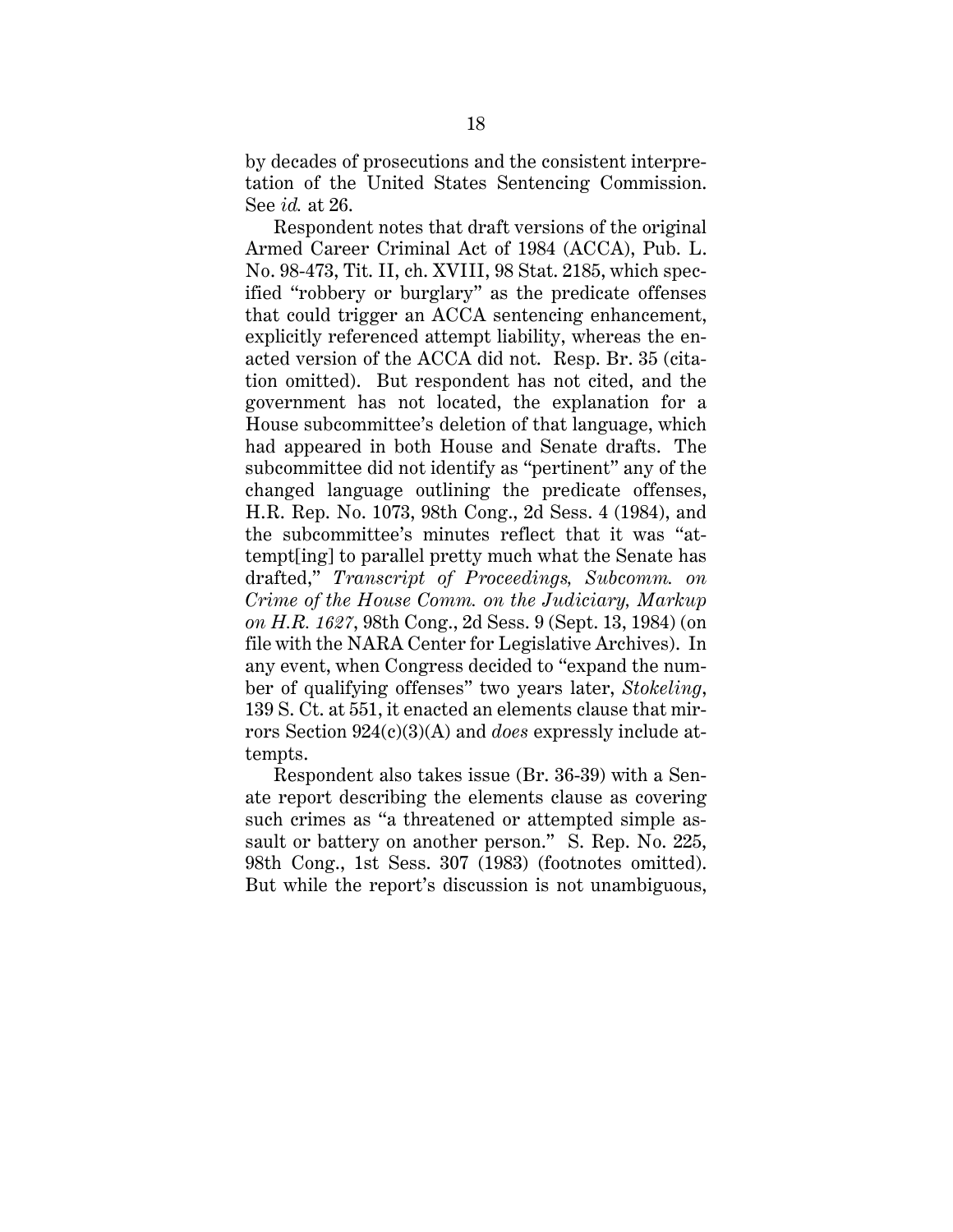by decades of prosecutions and the consistent interpretation of the United States Sentencing Commission. See *id.* at 26.

Respondent notes that draft versions of the original Armed Career Criminal Act of 1984 (ACCA), Pub. L. No. 98-473, Tit. II, ch. XVIII, 98 Stat. 2185, which specified "robbery or burglary" as the predicate offenses that could trigger an ACCA sentencing enhancement, explicitly referenced attempt liability, whereas the enacted version of the ACCA did not. Resp. Br. 35 (citation omitted). But respondent has not cited, and the government has not located, the explanation for a House subcommittee's deletion of that language, which had appeared in both House and Senate drafts. The subcommittee did not identify as "pertinent" any of the changed language outlining the predicate offenses, H.R. Rep. No. 1073, 98th Cong., 2d Sess. 4 (1984), and the subcommittee's minutes reflect that it was "attempt[ing] to parallel pretty much what the Senate has drafted," *Transcript of Proceedings, Subcomm. on Crime of the House Comm. on the Judiciary, Markup on H.R. 1627*, 98th Cong., 2d Sess. 9 (Sept. 13, 1984) (on file with the NARA Center for Legislative Archives). In any event, when Congress decided to "expand the number of qualifying offenses" two years later, *Stokeling*, 139 S. Ct. at 551, it enacted an elements clause that mirrors Section 924(c)(3)(A) and *does* expressly include attempts.

Respondent also takes issue (Br. 36-39) with a Senate report describing the elements clause as covering such crimes as "a threatened or attempted simple assault or battery on another person." S. Rep. No. 225, 98th Cong., 1st Sess. 307 (1983) (footnotes omitted). But while the report's discussion is not unambiguous,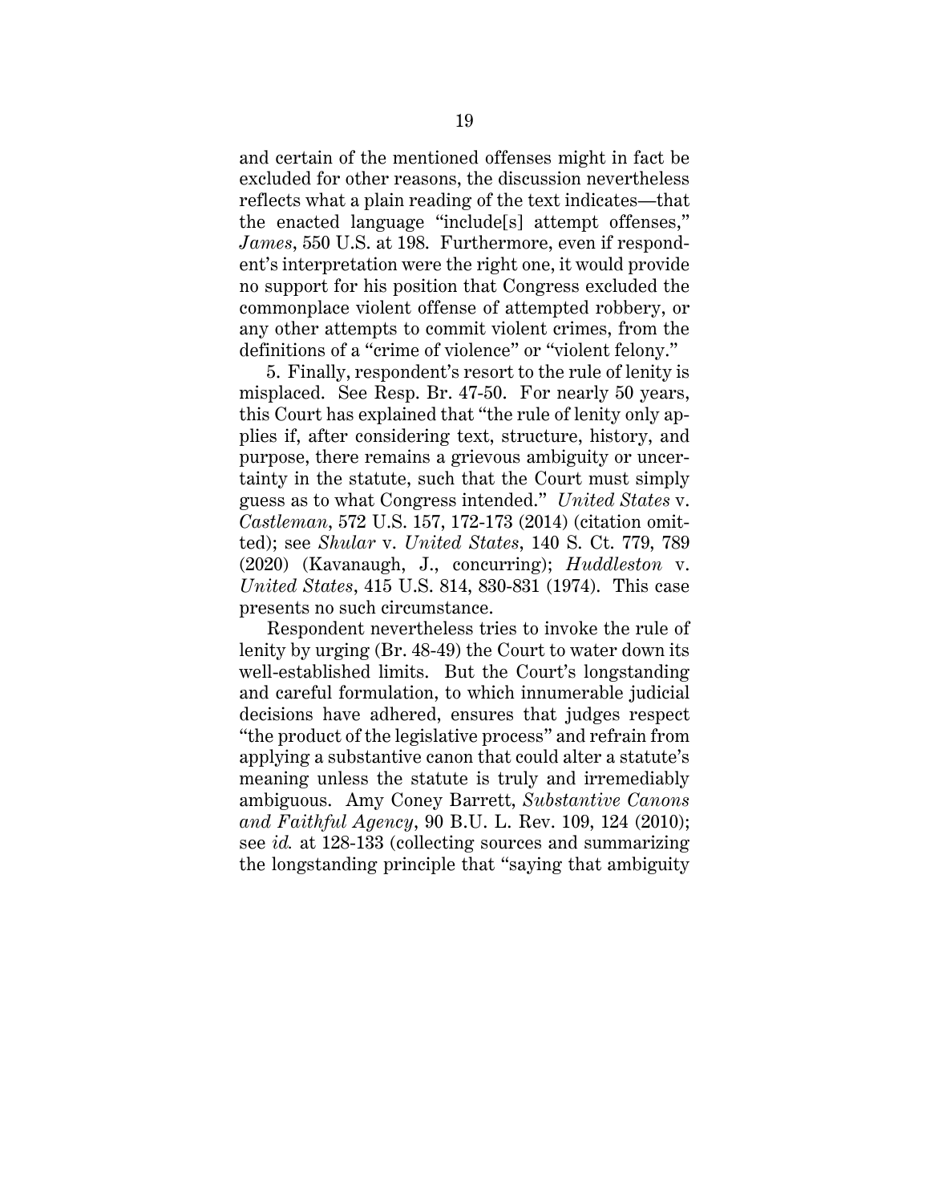and certain of the mentioned offenses might in fact be excluded for other reasons, the discussion nevertheless reflects what a plain reading of the text indicates—that the enacted language "include[s] attempt offenses," *James*, 550 U.S. at 198. Furthermore, even if respondent's interpretation were the right one, it would provide no support for his position that Congress excluded the commonplace violent offense of attempted robbery, or any other attempts to commit violent crimes, from the definitions of a "crime of violence" or "violent felony."

5. Finally, respondent's resort to the rule of lenity is misplaced. See Resp. Br. 47-50. For nearly 50 years, this Court has explained that "the rule of lenity only applies if, after considering text, structure, history, and purpose, there remains a grievous ambiguity or uncertainty in the statute, such that the Court must simply guess as to what Congress intended." *United States* v. *Castleman*, 572 U.S. 157, 172-173 (2014) (citation omitted); see *Shular* v. *United States*, 140 S. Ct. 779, 789 (2020) (Kavanaugh, J., concurring); *Huddleston* v. *United States*, 415 U.S. 814, 830-831 (1974). This case presents no such circumstance.

Respondent nevertheless tries to invoke the rule of lenity by urging (Br. 48-49) the Court to water down its well-established limits. But the Court's longstanding and careful formulation, to which innumerable judicial decisions have adhered, ensures that judges respect "the product of the legislative process" and refrain from applying a substantive canon that could alter a statute's meaning unless the statute is truly and irremediably ambiguous. Amy Coney Barrett, *Substantive Canons and Faithful Agency*, 90 B.U. L. Rev. 109, 124 (2010); see *id.* at 128-133 (collecting sources and summarizing the longstanding principle that "saying that ambiguity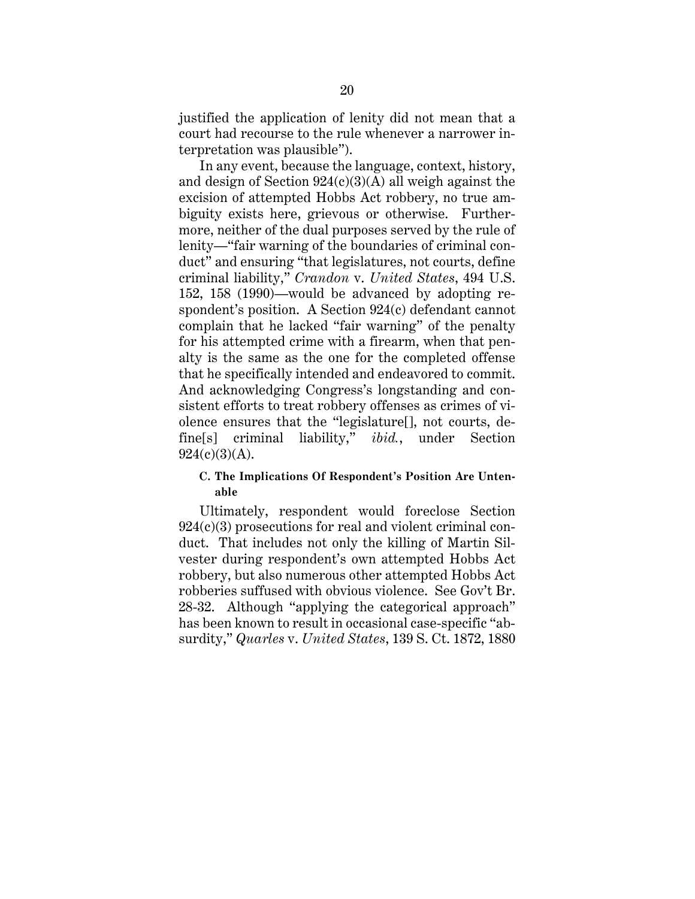justified the application of lenity did not mean that a court had recourse to the rule whenever a narrower interpretation was plausible").

In any event, because the language, context, history, and design of Section 924(c)(3)(A) all weigh against the excision of attempted Hobbs Act robbery, no true ambiguity exists here, grievous or otherwise. Furthermore, neither of the dual purposes served by the rule of lenity—"fair warning of the boundaries of criminal conduct" and ensuring "that legislatures, not courts, define criminal liability," *Crandon* v. *United States*, 494 U.S. 152, 158 (1990)—would be advanced by adopting respondent's position. A Section 924(c) defendant cannot complain that he lacked "fair warning" of the penalty for his attempted crime with a firearm, when that penalty is the same as the one for the completed offense that he specifically intended and endeavored to commit. And acknowledging Congress's longstanding and consistent efforts to treat robbery offenses as crimes of violence ensures that the "legislature[], not courts, define[s] criminal liability," *ibid.*, under Section 924(c)(3)(A).

### C. The Implications Of Respondent's Position Are Untenable

Ultimately, respondent would foreclose Section 924(c)(3) prosecutions for real and violent criminal conduct. That includes not only the killing of Martin Silvester during respondent's own attempted Hobbs Act robbery, but also numerous other attempted Hobbs Act robberies suffused with obvious violence. See Gov't Br. 28-32. Although "applying the categorical approach" has been known to result in occasional case-specific "absurdity," *Quarles* v. *United States*, 139 S. Ct. 1872, 1880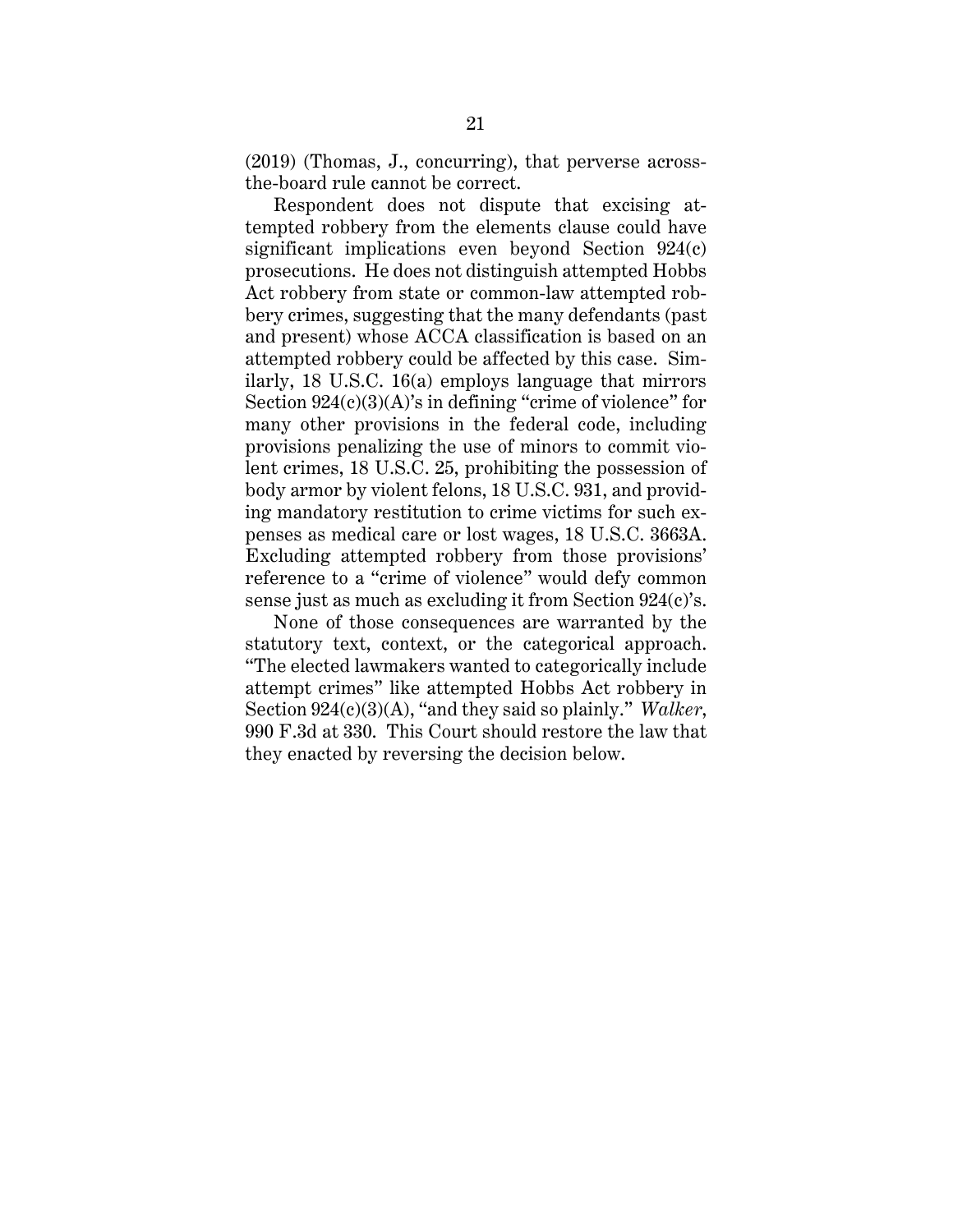(2019) (Thomas, J., concurring), that perverse across-the-board rule cannot be correct.

Respondent does not dispute that excising attempted robbery from the elements clause could have significant implications even beyond Section 924(c) prosecutions. He does not distinguish attempted Hobbs Act robbery from state or common-law attempted robbery crimes, suggesting that the many defendants (past and present) whose ACCA classification is based on an attempted robbery could be affected by this case. Similarly, 18 U.S.C. 16(a) employs language that mirrors Section 924(c)(3)(A)'s in defining "crime of violence" for many other provisions in the federal code, including provisions penalizing the use of minors to commit violent crimes, 18 U.S.C. 25, prohibiting the possession of body armor by violent felons, 18 U.S.C. 931, and providing mandatory restitution to crime victims for such expenses as medical care or lost wages, 18 U.S.C. 3663A. Excluding attempted robbery from those provisions' reference to a "crime of violence" would defy common sense just as much as excluding it from Section 924(c)'s.

None of those consequences are warranted by the statutory text, context, or the categorical approach. "The elected lawmakers wanted to categorically include attempt crimes" like attempted Hobbs Act robbery in Section 924(c)(3)(A), "and they said so plainly." *Walker*, 990 F.3d at 330. This Court should restore the law that they enacted by reversing the decision below.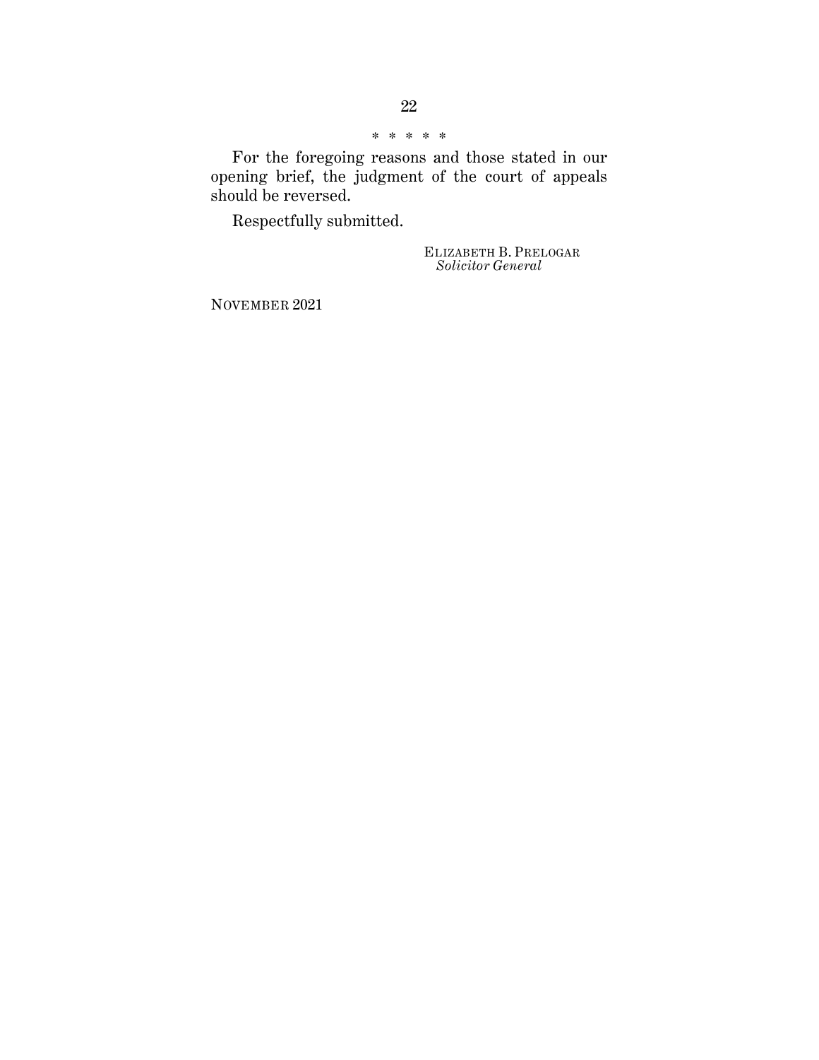\* \* \* \* \*

For the foregoing reasons and those stated in our opening brief, the judgment of the court of appeals should be reversed.

Respectfully submitted.

ELIZABETH B. PRELOGAR
*Solicitor General*

NOVEMBER 2021